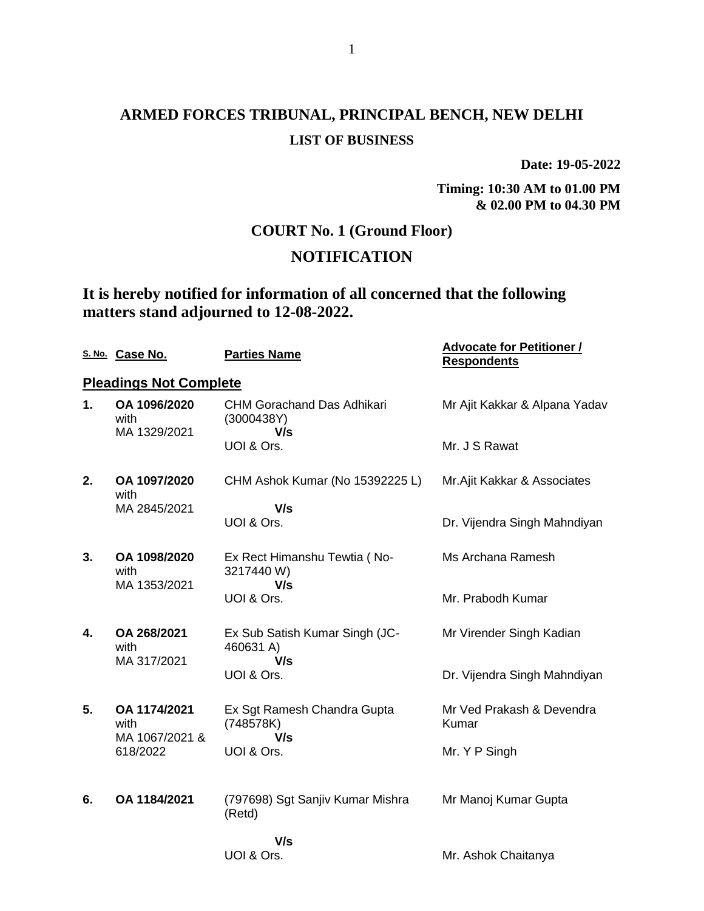# ARMED FORCES TRIBUNAL, PRINCIPAL BENCH, NEW DELHI

## LIST OF BUSINESS

**Date: 19-05-2022**

**Timing: 10:30 AM to 01.00 PM & 02.00 PM to 04.30 PM**

## COURT No. 1 (Ground Floor)

## NOTIFICATION

### It is hereby notified for information of all concerned that the following matters stand adjourned to 12-08-2022.

| S. No. | Case No. | Parties Name | Advocate for Petitioner / Respondents |
|---|---|---|---|
| | **Pleadings Not Complete** | | |
| **1.** | **OA 1096/2020** with MA 1329/2021 | CHM Gorachand Das Adhikari (3000438Y) **V/s** UOI & Ors. | Mr Ajit Kakkar & Alpana Yadav<br>Mr. J S Rawat |
| **2.** | **OA 1097/2020** with MA 2845/2021 | CHM Ashok Kumar (No 15392225 L) **V/s** UOI & Ors. | Mr.Ajit Kakkar & Associates<br>Dr. Vijendra Singh Mahndiyan |
| **3.** | **OA 1098/2020** with MA 1353/2021 | Ex Rect Himanshu Tewtia ( No-3217440 W) **V/s** UOI & Ors. | Ms Archana Ramesh<br>Mr. Prabodh Kumar |
| **4.** | **OA 268/2021** with MA 317/2021 | Ex Sub Satish Kumar Singh (JC-460631 A) **V/s** UOI & Ors. | Mr Virender Singh Kadian<br>Dr. Vijendra Singh Mahndiyan |
| **5.** | **OA 1174/2021** with MA 1067/2021 & 618/2022 | Ex Sgt Ramesh Chandra Gupta (748578K) **V/s** UOI & Ors. | Mr Ved Prakash & Devendra Kumar<br>Mr. Y P Singh |
| **6.** | **OA 1184/2021** | (797698) Sgt Sanjiv Kumar Mishra (Retd) **V/s** UOI & Ors. | Mr Manoj Kumar Gupta<br>Mr. Ashok Chaitanya |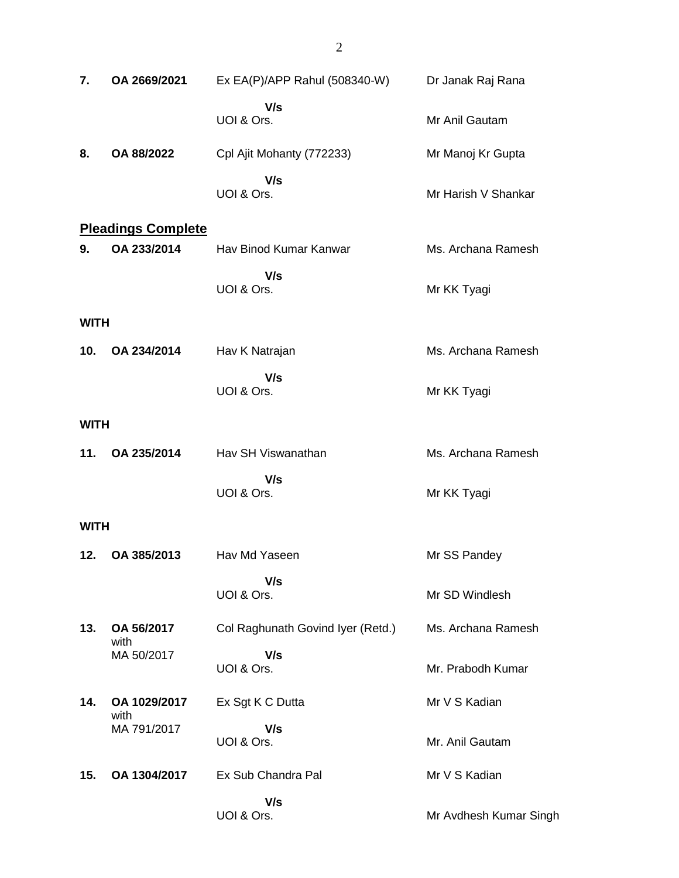| | | | |
|---|---|---|---|
| **7.** | **OA 2669/2021** | Ex EA(P)/APP Rahul (508340-W) | Dr Janak Raj Rana |
| | | **V/s** | |
| | | UOI & Ors. | Mr Anil Gautam |
| **8.** | **OA 88/2022** | Cpl Ajit Mohanty (772233) | Mr Manoj Kr Gupta |
| | | **V/s** | |
| | | UOI & Ors. | Mr Harish V Shankar |

## Pleadings Complete

| | | | |
|---|---|---|---|
| **9.** | **OA 233/2014** | Hav Binod Kumar Kanwar | Ms. Archana Ramesh |
| | | **V/s** | |
| | | UOI & Ors. | Mr KK Tyagi |

**WITH**

| | | | |
|---|---|---|---|
| **10.** | **OA 234/2014** | Hav K Natrajan | Ms. Archana Ramesh |
| | | **V/s** | |
| | | UOI & Ors. | Mr KK Tyagi |

**WITH**

| | | | |
|---|---|---|---|
| **11.** | **OA 235/2014** | Hav SH Viswanathan | Ms. Archana Ramesh |
| | | **V/s** | |
| | | UOI & Ors. | Mr KK Tyagi |

**WITH**

| | | | |
|---|---|---|---|
| **12.** | **OA 385/2013** | Hav Md Yaseen | Mr SS Pandey |
| | | **V/s** | |
| | | UOI & Ors. | Mr SD Windlesh |
| **13.** | **OA 56/2017** with MA 50/2017 | Col Raghunath Govind Iyer (Retd.) | Ms. Archana Ramesh |
| | | **V/s** | |
| | | UOI & Ors. | Mr. Prabodh Kumar |
| **14.** | **OA 1029/2017** with MA 791/2017 | Ex Sgt K C Dutta | Mr V S Kadian |
| | | **V/s** | |
| | | UOI & Ors. | Mr. Anil Gautam |
| **15.** | **OA 1304/2017** | Ex Sub Chandra Pal | Mr V S Kadian |
| | | **V/s** | |
| | | UOI & Ors. | Mr Avdhesh Kumar Singh |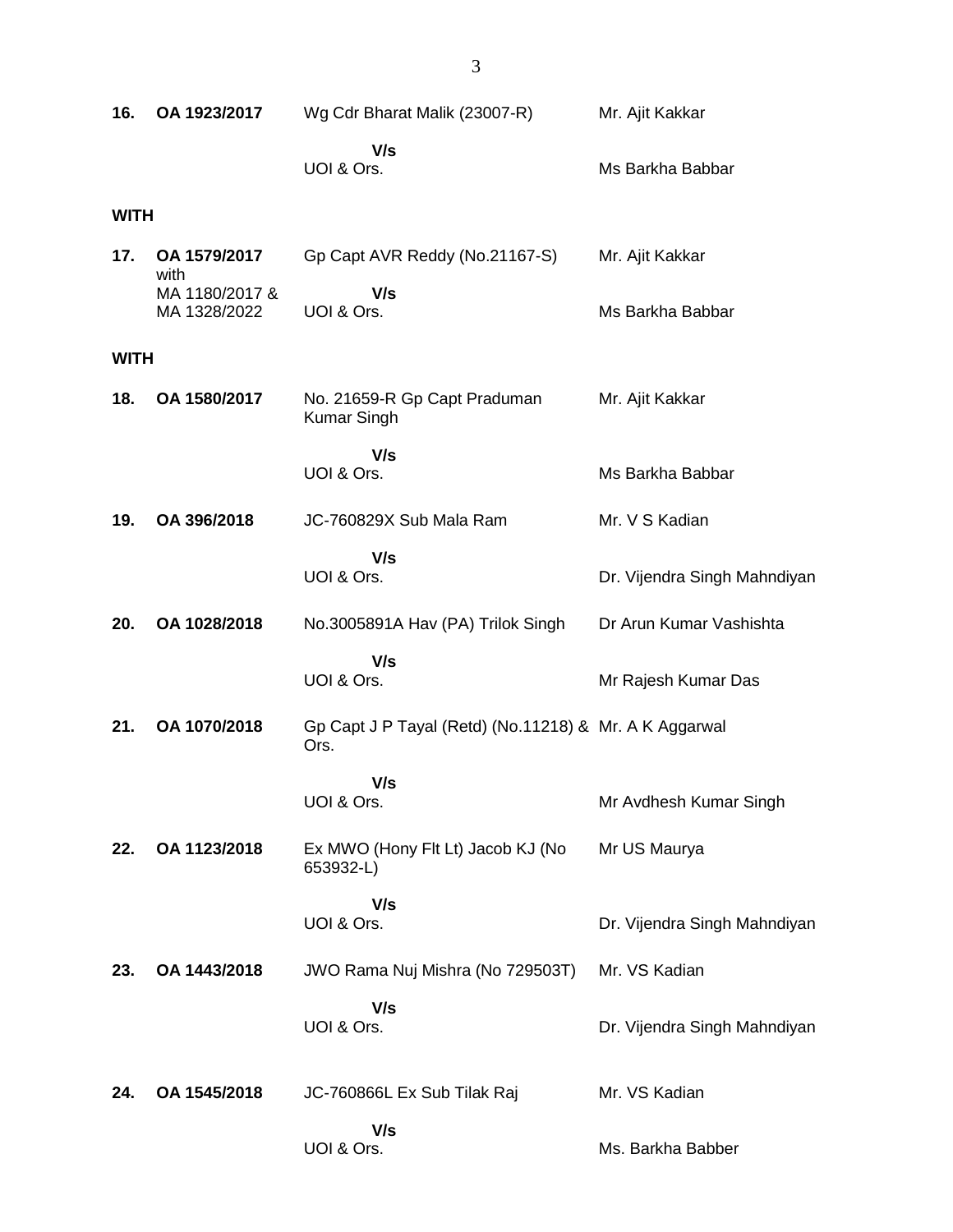| | | | |
|---|---|---|---|
| **16.** | **OA 1923/2017** | Wg Cdr Bharat Malik (23007-R) | Mr. Ajit Kakkar |
| | | **V/s** UOI & Ors. | Ms Barkha Babbar |
| **WITH** | | | |
| **17.** | **OA 1579/2017** with MA 1180/2017 & MA 1328/2022 | Gp Capt AVR Reddy (No.21167-S) | Mr. Ajit Kakkar |
| | | **V/s** UOI & Ors. | Ms Barkha Babbar |
| **WITH** | | | |
| **18.** | **OA 1580/2017** | No. 21659-R Gp Capt Praduman Kumar Singh | Mr. Ajit Kakkar |
| | | **V/s** UOI & Ors. | Ms Barkha Babbar |
| **19.** | **OA 396/2018** | JC-760829X Sub Mala Ram | Mr. V S Kadian |
| | | **V/s** UOI & Ors. | Dr. Vijendra Singh Mahndiyan |
| **20.** | **OA 1028/2018** | No.3005891A Hav (PA) Trilok Singh | Dr Arun Kumar Vashishta |
| | | **V/s** UOI & Ors. | Mr Rajesh Kumar Das |
| **21.** | **OA 1070/2018** | Gp Capt J P Tayal (Retd) (No.11218) & Ors. | Mr. A K Aggarwal |
| | | **V/s** UOI & Ors. | Mr Avdhesh Kumar Singh |
| **22.** | **OA 1123/2018** | Ex MWO (Hony Flt Lt) Jacob KJ (No 653932-L) | Mr US Maurya |
| | | **V/s** UOI & Ors. | Dr. Vijendra Singh Mahndiyan |
| **23.** | **OA 1443/2018** | JWO Rama Nuj Mishra (No 729503T) | Mr. VS Kadian |
| | | **V/s** UOI & Ors. | Dr. Vijendra Singh Mahndiyan |
| **24.** | **OA 1545/2018** | JC-760866L Ex Sub Tilak Raj | Mr. VS Kadian |
| | | **V/s** UOI & Ors. | Ms. Barkha Babber |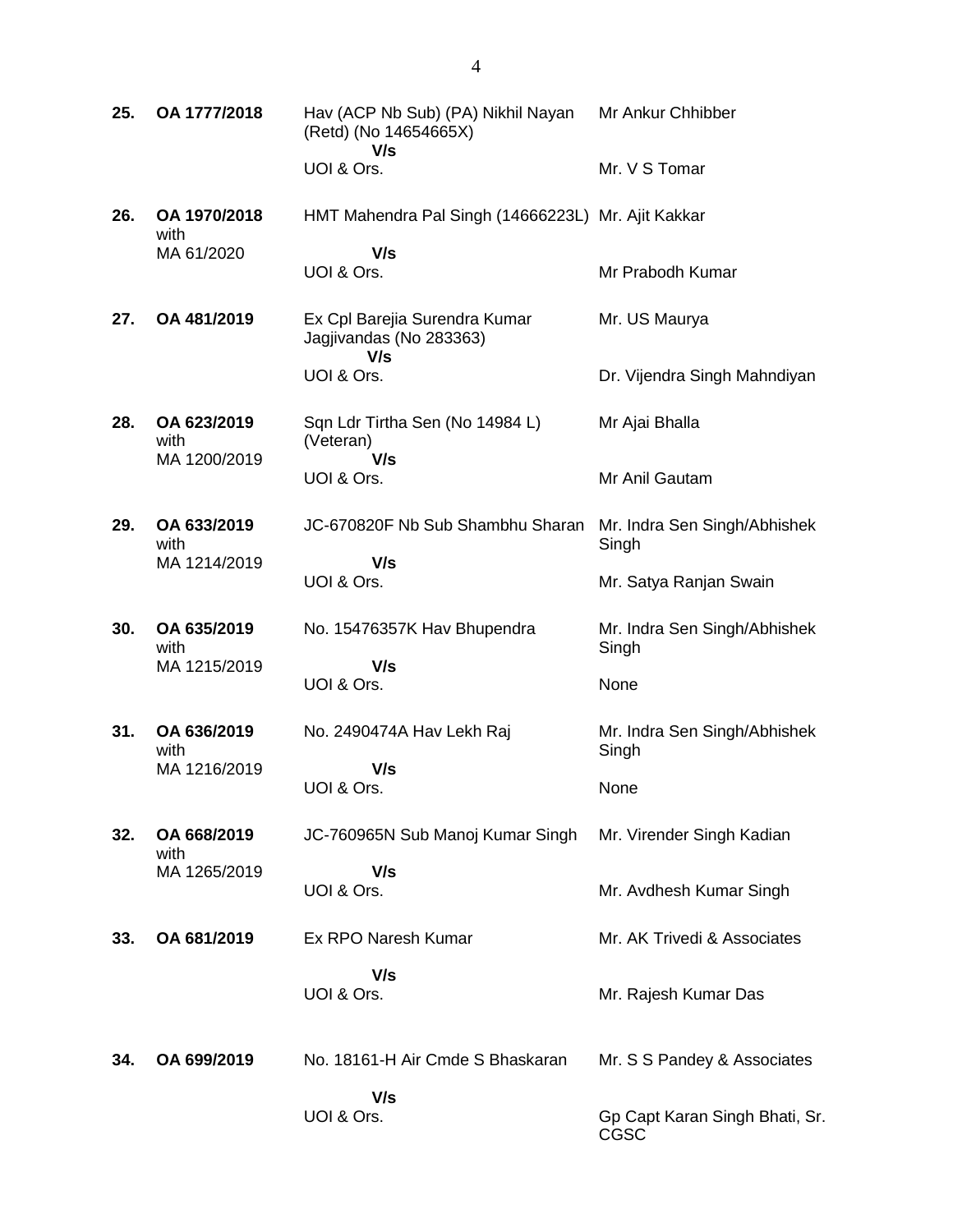| | | | |
|---|---|---|---|
| **25.** | **OA 1777/2018** | Hav (ACP Nb Sub) (PA) Nikhil Nayan (Retd) (No 14654665X)<br>**V/s**<br>UOI & Ors. | Mr Ankur Chhibber<br><br>Mr. V S Tomar |
| **26.** | **OA 1970/2018** with MA 61/2020 | HMT Mahendra Pal Singh (14666223L)<br>**V/s**<br>UOI & Ors. | Mr. Ajit Kakkar<br><br>Mr Prabodh Kumar |
| **27.** | **OA 481/2019** | Ex Cpl Barejia Surendra Kumar Jagjivandas (No 283363)<br>**V/s**<br>UOI & Ors. | Mr. US Maurya<br><br>Dr. Vijendra Singh Mahndiyan |
| **28.** | **OA 623/2019** with MA 1200/2019 | Sqn Ldr Tirtha Sen (No 14984 L) (Veteran)<br>**V/s**<br>UOI & Ors. | Mr Ajai Bhalla<br><br>Mr Anil Gautam |
| **29.** | **OA 633/2019** with MA 1214/2019 | JC-670820F Nb Sub Shambhu Sharan<br>**V/s**<br>UOI & Ors. | Mr. Indra Sen Singh/Abhishek Singh<br><br>Mr. Satya Ranjan Swain |
| **30.** | **OA 635/2019** with MA 1215/2019 | No. 15476357K Hav Bhupendra<br>**V/s**<br>UOI & Ors. | Mr. Indra Sen Singh/Abhishek Singh<br><br>None |
| **31.** | **OA 636/2019** with MA 1216/2019 | No. 2490474A Hav Lekh Raj<br>**V/s**<br>UOI & Ors. | Mr. Indra Sen Singh/Abhishek Singh<br><br>None |
| **32.** | **OA 668/2019** with MA 1265/2019 | JC-760965N Sub Manoj Kumar Singh<br>**V/s**<br>UOI & Ors. | Mr. Virender Singh Kadian<br><br>Mr. Avdhesh Kumar Singh |
| **33.** | **OA 681/2019** | Ex RPO Naresh Kumar<br>**V/s**<br>UOI & Ors. | Mr. AK Trivedi & Associates<br><br>Mr. Rajesh Kumar Das |
| **34.** | **OA 699/2019** | No. 18161-H Air Cmde S Bhaskaran<br>**V/s**<br>UOI & Ors. | Mr. S S Pandey & Associates<br><br>Gp Capt Karan Singh Bhati, Sr. CGSC |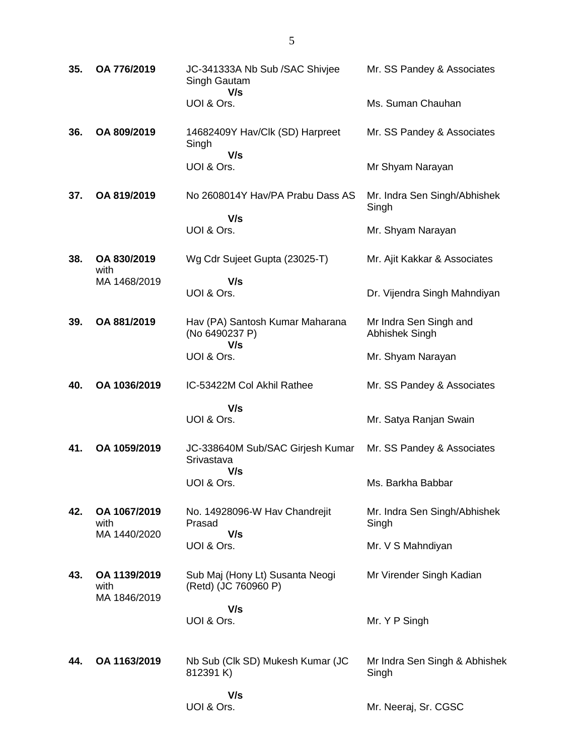| | | | |
|---|---|---|---|
| **35.** | **OA 776/2019** | JC-341333A Nb Sub /SAC Shivjee Singh Gautam<br>**V/s**<br>UOI & Ors. | Mr. SS Pandey & Associates<br><br>Ms. Suman Chauhan |
| **36.** | **OA 809/2019** | 14682409Y Hav/Clk (SD) Harpreet Singh<br>**V/s**<br>UOI & Ors. | Mr. SS Pandey & Associates<br><br>Mr Shyam Narayan |
| **37.** | **OA 819/2019** | No 2608014Y Hav/PA Prabu Dass AS<br>**V/s**<br>UOI & Ors. | Mr. Indra Sen Singh/Abhishek Singh<br><br>Mr. Shyam Narayan |
| **38.** | **OA 830/2019** with MA 1468/2019 | Wg Cdr Sujeet Gupta (23025-T)<br>**V/s**<br>UOI & Ors. | Mr. Ajit Kakkar & Associates<br><br>Dr. Vijendra Singh Mahndiyan |
| **39.** | **OA 881/2019** | Hav (PA) Santosh Kumar Maharana (No 6490237 P)<br>**V/s**<br>UOI & Ors. | Mr Indra Sen Singh and Abhishek Singh<br><br>Mr. Shyam Narayan |
| **40.** | **OA 1036/2019** | IC-53422M Col Akhil Rathee<br>**V/s**<br>UOI & Ors. | Mr. SS Pandey & Associates<br><br>Mr. Satya Ranjan Swain |
| **41.** | **OA 1059/2019** | JC-338640M Sub/SAC Girjesh Kumar Srivastava<br>**V/s**<br>UOI & Ors. | Mr. SS Pandey & Associates<br><br>Ms. Barkha Babbar |
| **42.** | **OA 1067/2019** with MA 1440/2020 | No. 14928096-W Hav Chandrejit Prasad<br>**V/s**<br>UOI & Ors. | Mr. Indra Sen Singh/Abhishek Singh<br><br>Mr. V S Mahndiyan |
| **43.** | **OA 1139/2019** with MA 1846/2019 | Sub Maj (Hony Lt) Susanta Neogi (Retd) (JC 760960 P)<br>**V/s**<br>UOI & Ors. | Mr Virender Singh Kadian<br><br>Mr. Y P Singh |
| **44.** | **OA 1163/2019** | Nb Sub (Clk SD) Mukesh Kumar (JC 812391 K)<br>**V/s**<br>UOI & Ors. | Mr Indra Sen Singh & Abhishek Singh<br><br>Mr. Neeraj, Sr. CGSC |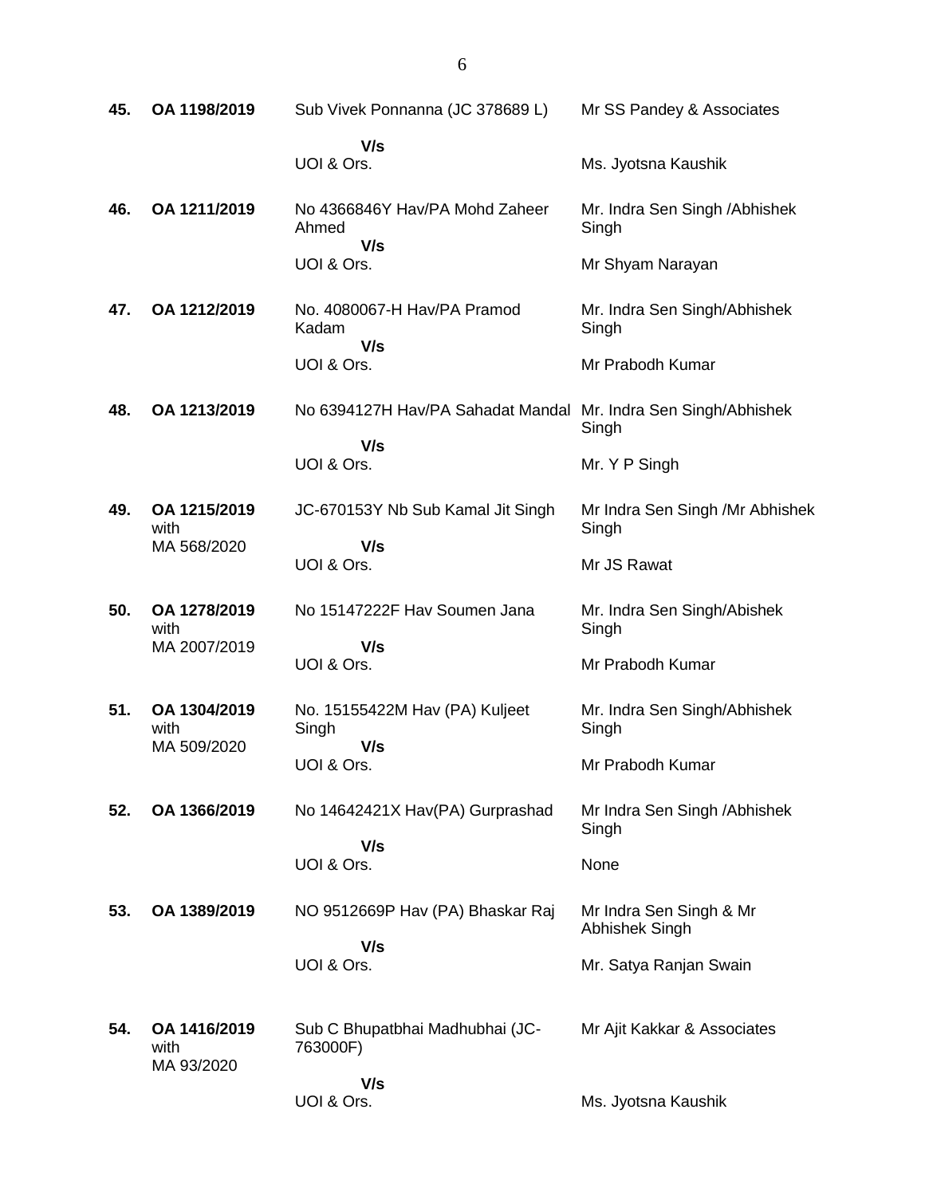| | | | |
|---|---|---|---|
| **45.** | **OA 1198/2019** | Sub Vivek Ponnanna (JC 378689 L)<br>**V/s**<br>UOI & Ors. | Mr SS Pandey & Associates<br><br>Ms. Jyotsna Kaushik |
| **46.** | **OA 1211/2019** | No 4366846Y Hav/PA Mohd Zaheer Ahmed<br>**V/s**<br>UOI & Ors. | Mr. Indra Sen Singh /Abhishek Singh<br><br>Mr Shyam Narayan |
| **47.** | **OA 1212/2019** | No. 4080067-H Hav/PA Pramod Kadam<br>**V/s**<br>UOI & Ors. | Mr. Indra Sen Singh/Abhishek Singh<br><br>Mr Prabodh Kumar |
| **48.** | **OA 1213/2019** | No 6394127H Hav/PA Sahadat Mandal<br>**V/s**<br>UOI & Ors. | Mr. Indra Sen Singh/Abhishek Singh<br><br>Mr. Y P Singh |
| **49.** | **OA 1215/2019** with MA 568/2020 | JC-670153Y Nb Sub Kamal Jit Singh<br>**V/s**<br>UOI & Ors. | Mr Indra Sen Singh /Mr Abhishek Singh<br><br>Mr JS Rawat |
| **50.** | **OA 1278/2019** with MA 2007/2019 | No 15147222F Hav Soumen Jana<br>**V/s**<br>UOI & Ors. | Mr. Indra Sen Singh/Abishek Singh<br><br>Mr Prabodh Kumar |
| **51.** | **OA 1304/2019** with MA 509/2020 | No. 15155422M Hav (PA) Kuljeet Singh<br>**V/s**<br>UOI & Ors. | Mr. Indra Sen Singh/Abhishek Singh<br><br>Mr Prabodh Kumar |
| **52.** | **OA 1366/2019** | No 14642421X Hav(PA) Gurprashad<br>**V/s**<br>UOI & Ors. | Mr Indra Sen Singh /Abhishek Singh<br><br>None |
| **53.** | **OA 1389/2019** | NO 9512669P Hav (PA) Bhaskar Raj<br>**V/s**<br>UOI & Ors. | Mr Indra Sen Singh & Mr Abhishek Singh<br><br>Mr. Satya Ranjan Swain |
| **54.** | **OA 1416/2019** with MA 93/2020 | Sub C Bhupatbhai Madhubhai (JC-763000F)<br>**V/s**<br>UOI & Ors. | Mr Ajit Kakkar & Associates<br><br>Ms. Jyotsna Kaushik |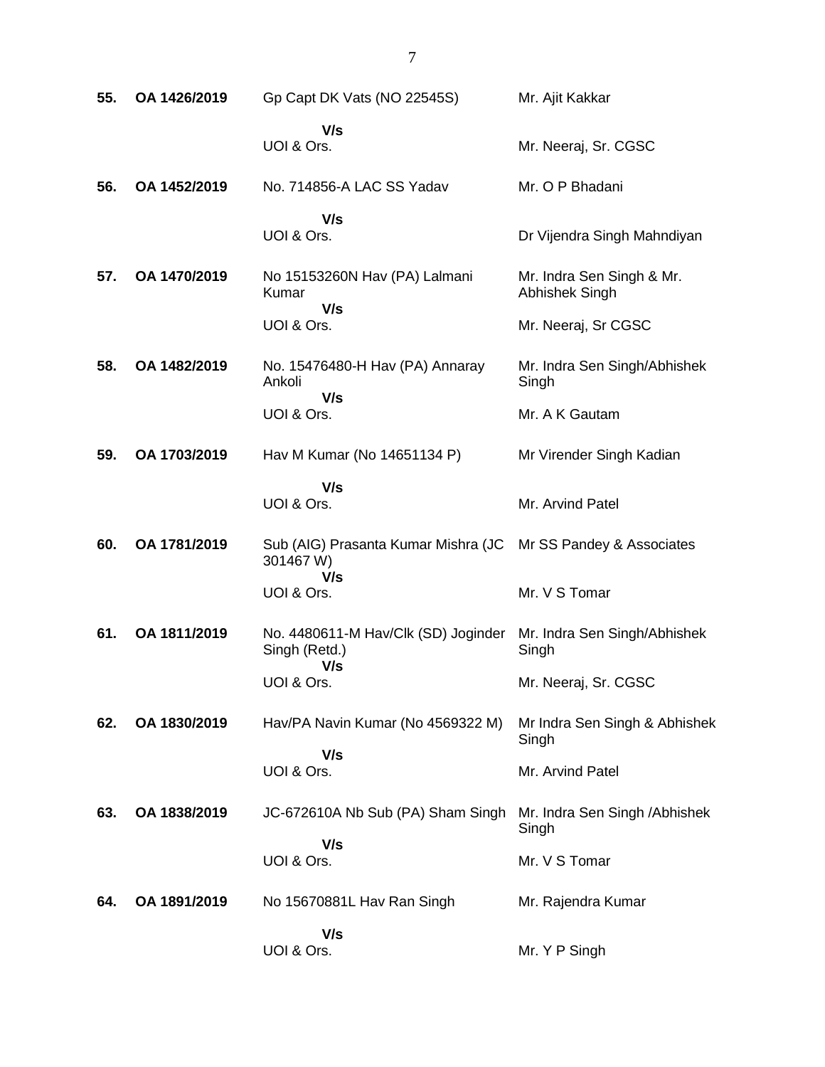| | | | |
|---|---|---|---|
| **55.** | **OA 1426/2019** | Gp Capt DK Vats (NO 22545S)<br>**V/s**<br>UOI & Ors. | Mr. Ajit Kakkar<br><br>Mr. Neeraj, Sr. CGSC |
| **56.** | **OA 1452/2019** | No. 714856-A LAC SS Yadav<br>**V/s**<br>UOI & Ors. | Mr. O P Bhadani<br><br>Dr Vijendra Singh Mahndiyan |
| **57.** | **OA 1470/2019** | No 15153260N Hav (PA) Lalmani Kumar<br>**V/s**<br>UOI & Ors. | Mr. Indra Sen Singh & Mr. Abhishek Singh<br><br>Mr. Neeraj, Sr CGSC |
| **58.** | **OA 1482/2019** | No. 15476480-H Hav (PA) Annaray Ankoli<br>**V/s**<br>UOI & Ors. | Mr. Indra Sen Singh/Abhishek Singh<br><br>Mr. A K Gautam |
| **59.** | **OA 1703/2019** | Hav M Kumar (No 14651134 P)<br>**V/s**<br>UOI & Ors. | Mr Virender Singh Kadian<br><br>Mr. Arvind Patel |
| **60.** | **OA 1781/2019** | Sub (AIG) Prasanta Kumar Mishra (JC 301467 W)<br>**V/s**<br>UOI & Ors. | Mr SS Pandey & Associates<br><br>Mr. V S Tomar |
| **61.** | **OA 1811/2019** | No. 4480611-M Hav/Clk (SD) Joginder Singh (Retd.)<br>**V/s**<br>UOI & Ors. | Mr. Indra Sen Singh/Abhishek Singh<br><br>Mr. Neeraj, Sr. CGSC |
| **62.** | **OA 1830/2019** | Hav/PA Navin Kumar (No 4569322 M)<br>**V/s**<br>UOI & Ors. | Mr Indra Sen Singh & Abhishek Singh<br><br>Mr. Arvind Patel |
| **63.** | **OA 1838/2019** | JC-672610A Nb Sub (PA) Sham Singh<br>**V/s**<br>UOI & Ors. | Mr. Indra Sen Singh /Abhishek Singh<br><br>Mr. V S Tomar |
| **64.** | **OA 1891/2019** | No 15670881L Hav Ran Singh<br>**V/s**<br>UOI & Ors. | Mr. Rajendra Kumar<br><br>Mr. Y P Singh |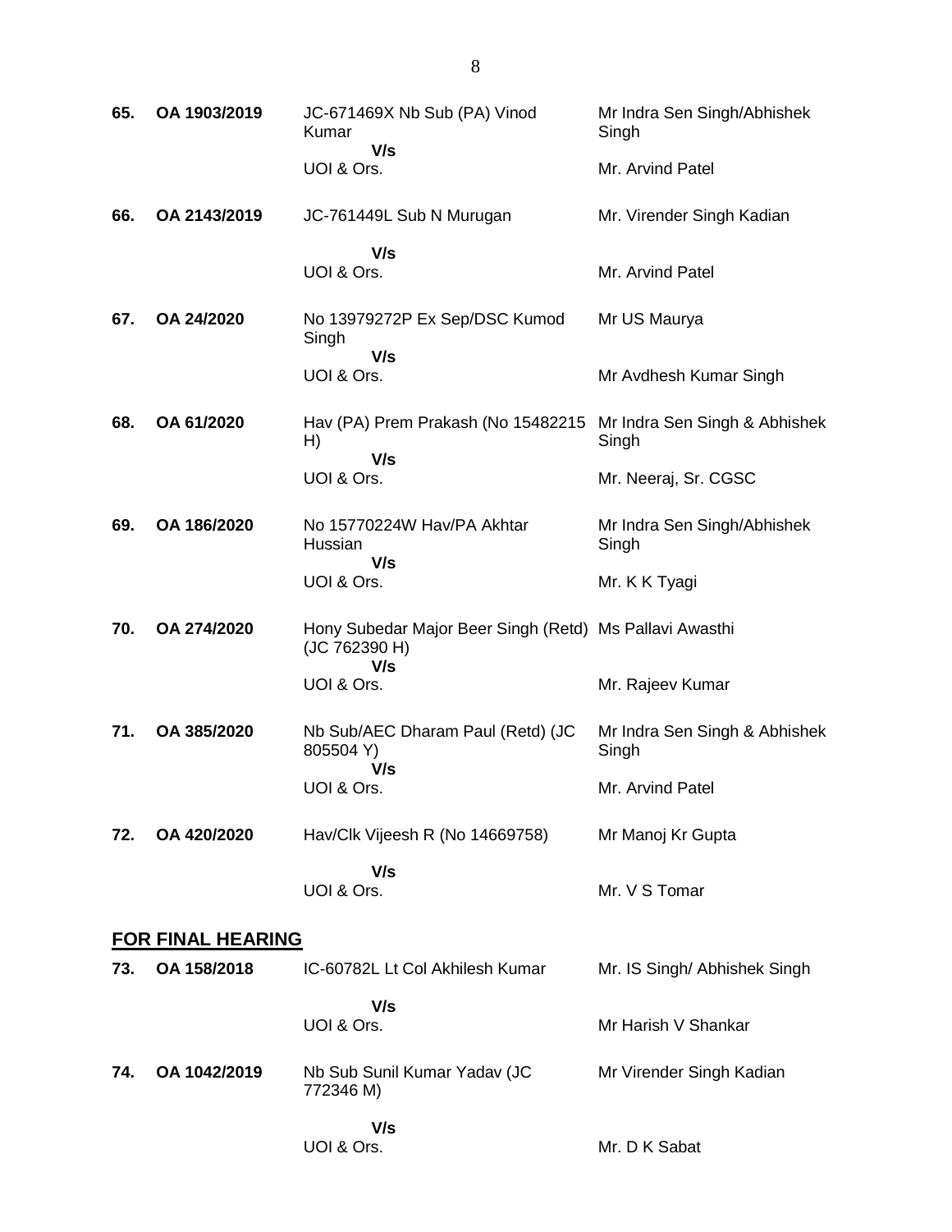| | | | |
|---|---|---|---|
| **65.** | **OA 1903/2019** | JC-671469X Nb Sub (PA) Vinod Kumar **V/s** UOI & Ors. | Mr Indra Sen Singh/Abhishek Singh<br>Mr. Arvind Patel |
| **66.** | **OA 2143/2019** | JC-761449L Sub N Murugan **V/s** UOI & Ors. | Mr. Virender Singh Kadian<br>Mr. Arvind Patel |
| **67.** | **OA 24/2020** | No 13979272P Ex Sep/DSC Kumod Singh **V/s** UOI & Ors. | Mr US Maurya<br>Mr Avdhesh Kumar Singh |
| **68.** | **OA 61/2020** | Hav (PA) Prem Prakash (No 15482215 H) **V/s** UOI & Ors. | Mr Indra Sen Singh & Abhishek Singh<br>Mr. Neeraj, Sr. CGSC |
| **69.** | **OA 186/2020** | No 15770224W Hav/PA Akhtar Hussian **V/s** UOI & Ors. | Mr Indra Sen Singh/Abhishek Singh<br>Mr. K K Tyagi |
| **70.** | **OA 274/2020** | Hony Subedar Major Beer Singh (Retd) (JC 762390 H) **V/s** UOI & Ors. | Ms Pallavi Awasthi<br>Mr. Rajeev Kumar |
| **71.** | **OA 385/2020** | Nb Sub/AEC Dharam Paul (Retd) (JC 805504 Y) **V/s** UOI & Ors. | Mr Indra Sen Singh & Abhishek Singh<br>Mr. Arvind Patel |
| **72.** | **OA 420/2020** | Hav/Clk Vijeesh R (No 14669758) **V/s** UOI & Ors. | Mr Manoj Kr Gupta<br>Mr. V S Tomar |

**FOR FINAL HEARING**

| | | | |
|---|---|---|---|
| **73.** | **OA 158/2018** | IC-60782L Lt Col Akhilesh Kumar **V/s** UOI & Ors. | Mr. IS Singh/ Abhishek Singh<br>Mr Harish V Shankar |
| **74.** | **OA 1042/2019** | Nb Sub Sunil Kumar Yadav (JC 772346 M) **V/s** UOI & Ors. | Mr Virender Singh Kadian<br>Mr. D K Sabat |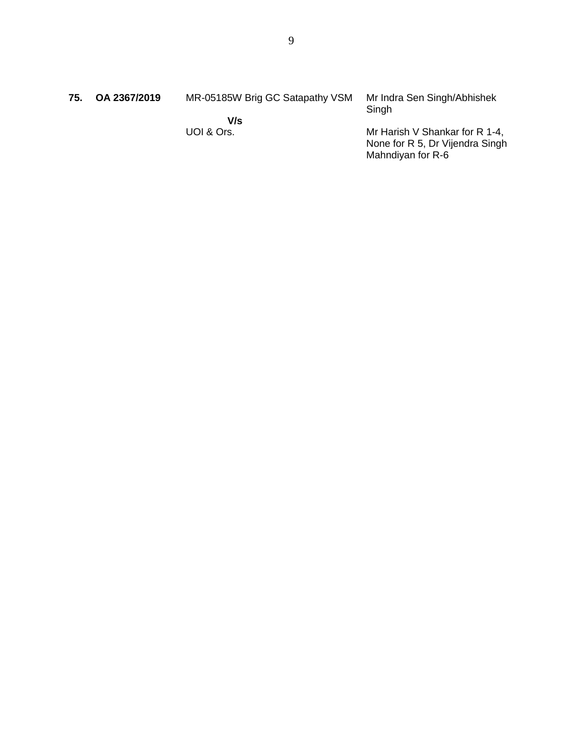| | | | |
|---|---|---|---|
| **75.** | **OA 2367/2019** | MR-05185W Brig GC Satapathy VSM<br><br>**V/s**<br>UOI & Ors. | Mr Indra Sen Singh/Abhishek Singh<br><br>Mr Harish V Shankar for R 1-4, None for R 5, Dr Vijendra Singh Mahndiyan for R-6 |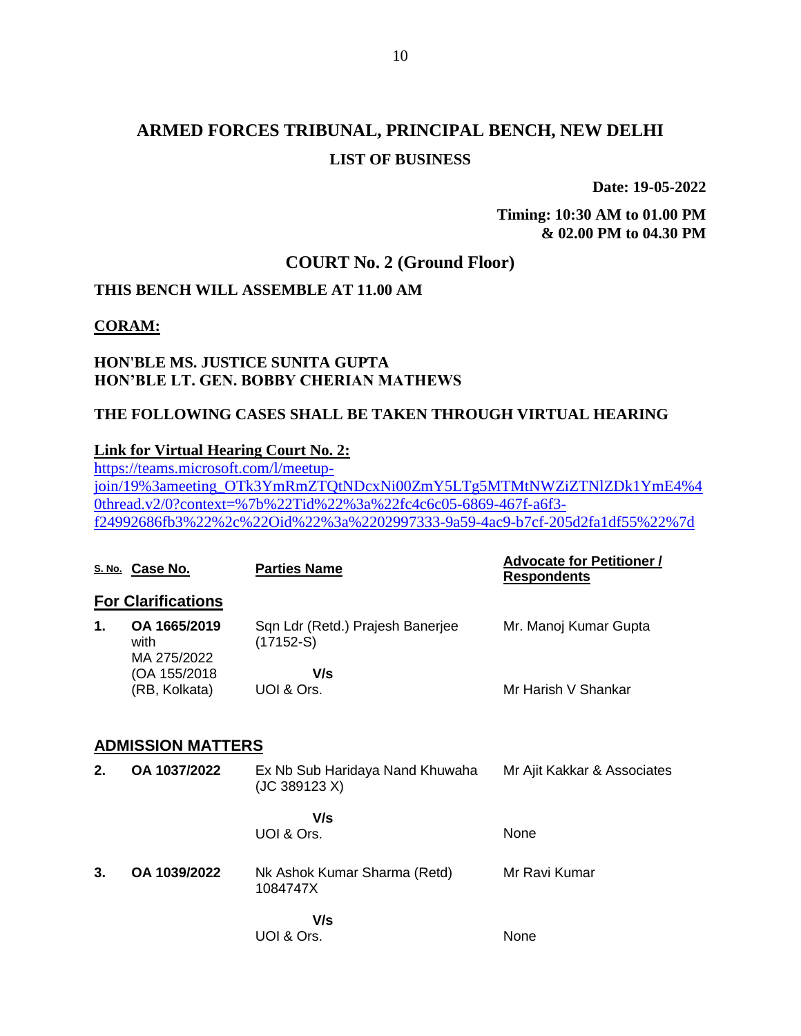# ARMED FORCES TRIBUNAL, PRINCIPAL BENCH, NEW DELHI

## LIST OF BUSINESS

**Date: 19-05-2022**

**Timing: 10:30 AM to 01.00 PM & 02.00 PM to 04.30 PM**

## COURT No. 2 (Ground Floor)

**THIS BENCH WILL ASSEMBLE AT 11.00 AM**

**CORAM:**

**HON'BLE MS. JUSTICE SUNITA GUPTA**
**HON'BLE LT. GEN. BOBBY CHERIAN MATHEWS**

**THE FOLLOWING CASES SHALL BE TAKEN THROUGH VIRTUAL HEARING**

**Link for Virtual Hearing Court No. 2:**
https://teams.microsoft.com/l/meetup-join/19%3ameeting_OTk3YmRmZTQtNDcxNi00ZmY5LTg5MTMtNWZiZTNlZDk1YmE4%40thread.v2/0?context=%7b%22Tid%22%3a%22fc4c6c05-6869-467f-a6f3-f24992686fb3%22%2c%22Oid%22%3a%2202997333-9a59-4ac9-b7cf-205d2fa1df55%22%7d

| S. No. | Case No. | Parties Name | Advocate for Petitioner / Respondents |
|---|---|---|---|
| **For Clarifications** | | | |
| **1.** | **OA 1665/2019** with MA 275/2022 (OA 155/2018 (RB, Kolkata) | Sqn Ldr (Retd.) Prajesh Banerjee (17152-S) **V/s** UOI & Ors. | Mr. Manoj Kumar Gupta<br>Mr Harish V Shankar |
| **ADMISSION MATTERS** | | | |
| **2.** | **OA 1037/2022** | Ex Nb Sub Haridaya Nand Khuwaha (JC 389123 X) **V/s** UOI & Ors. | Mr Ajit Kakkar & Associates<br>None |
| **3.** | **OA 1039/2022** | Nk Ashok Kumar Sharma (Retd) 1084747X **V/s** UOI & Ors. | Mr Ravi Kumar<br>None |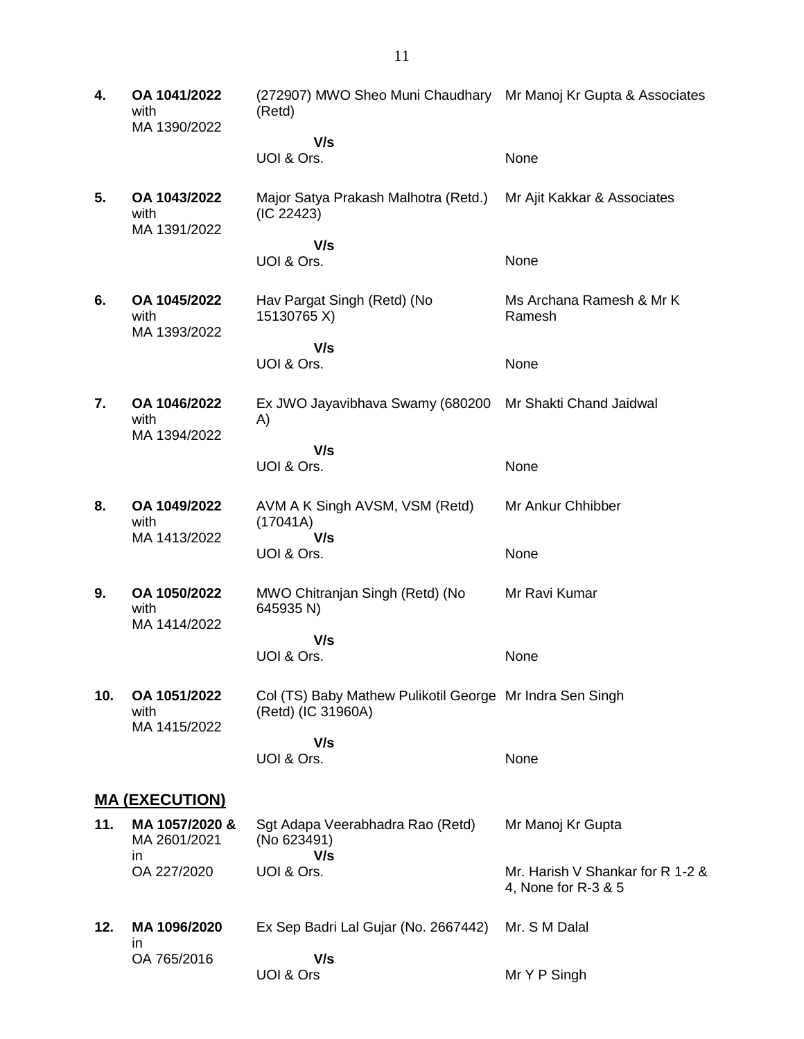| | | | |
|---|---|---|---|
| **4.** | **OA 1041/2022** with MA 1390/2022 | (272907) MWO Sheo Muni Chaudhary (Retd) **V/s** UOI & Ors. | Mr Manoj Kr Gupta & Associates<br><br>None |
| **5.** | **OA 1043/2022** with MA 1391/2022 | Major Satya Prakash Malhotra (Retd.) (IC 22423) **V/s** UOI & Ors. | Mr Ajit Kakkar & Associates<br><br>None |
| **6.** | **OA 1045/2022** with MA 1393/2022 | Hav Pargat Singh (Retd) (No 15130765 X) **V/s** UOI & Ors. | Ms Archana Ramesh & Mr K Ramesh<br><br>None |
| **7.** | **OA 1046/2022** with MA 1394/2022 | Ex JWO Jayavibhava Swamy (680200 A) **V/s** UOI & Ors. | Mr Shakti Chand Jaidwal<br><br>None |
| **8.** | **OA 1049/2022** with MA 1413/2022 | AVM A K Singh AVSM, VSM (Retd) (17041A) **V/s** UOI & Ors. | Mr Ankur Chhibber<br><br>None |
| **9.** | **OA 1050/2022** with MA 1414/2022 | MWO Chitranjan Singh (Retd) (No 645935 N) **V/s** UOI & Ors. | Mr Ravi Kumar<br><br>None |
| **10.** | **OA 1051/2022** with MA 1415/2022 | Col (TS) Baby Mathew Pulikotil George (Retd) (IC 31960A) **V/s** UOI & Ors. | Mr Indra Sen Singh<br><br>None |

## MA (EXECUTION)

| | | | |
|---|---|---|---|
| **11.** | **MA 1057/2020 &** MA 2601/2021 in OA 227/2020 | Sgt Adapa Veerabhadra Rao (Retd) (No 623491) **V/s** UOI & Ors. | Mr Manoj Kr Gupta<br><br>Mr. Harish V Shankar for R 1-2 & 4, None for R-3 & 5 |
| **12.** | **MA 1096/2020** in OA 765/2016 | Ex Sep Badri Lal Gujar (No. 2667442) **V/s** UOI & Ors | Mr. S M Dalal<br><br>Mr Y P Singh |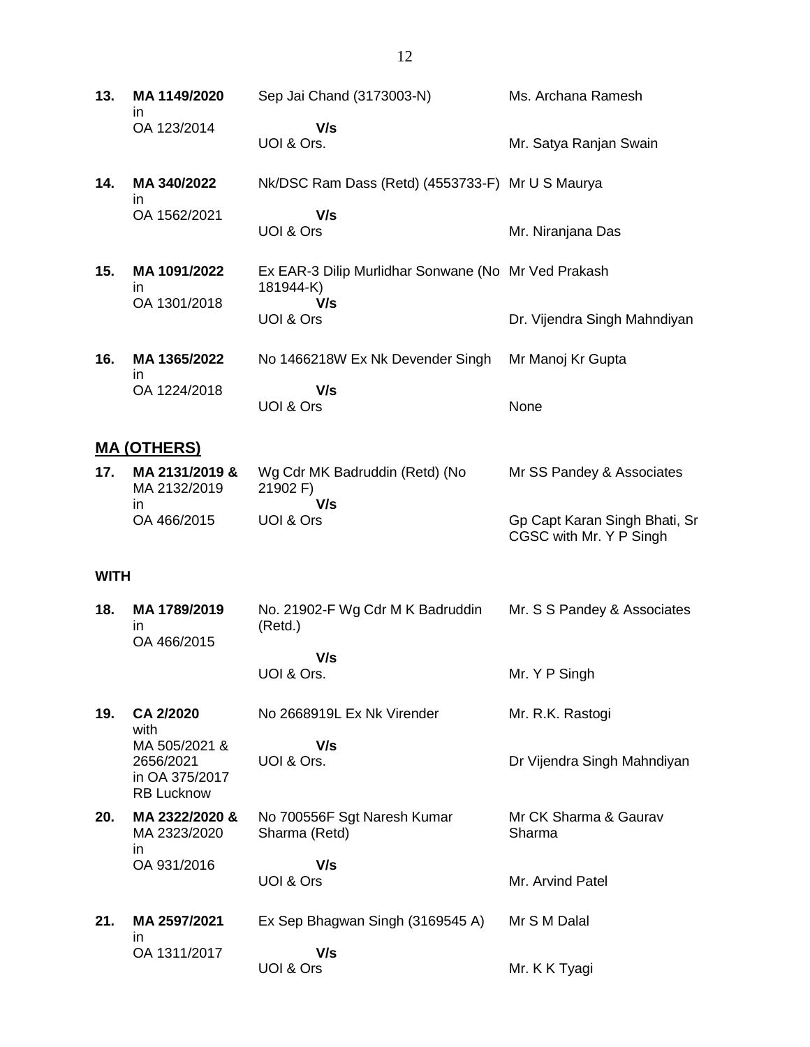| | | | |
|---|---|---|---|
| **13.** | **MA 1149/2020** in OA 123/2014 | Sep Jai Chand (3173003-N) **V/s** UOI & Ors. | Ms. Archana Ramesh<br>Mr. Satya Ranjan Swain |
| **14.** | **MA 340/2022** in OA 1562/2021 | Nk/DSC Ram Dass (Retd) (4553733-F) **V/s** UOI & Ors | Mr U S Maurya<br>Mr. Niranjana Das |
| **15.** | **MA 1091/2022** in OA 1301/2018 | Ex EAR-3 Dilip Murlidhar Sonwane (No 181944-K) **V/s** UOI & Ors | Mr Ved Prakash<br>Dr. Vijendra Singh Mahndiyan |
| **16.** | **MA 1365/2022** in OA 1224/2018 | No 1466218W Ex Nk Devender Singh **V/s** UOI & Ors | Mr Manoj Kr Gupta<br>None |

## MA (OTHERS)

| | | | |
|---|---|---|---|
| **17.** | **MA 2131/2019 &** MA 2132/2019 in OA 466/2015 | Wg Cdr MK Badruddin (Retd) (No 21902 F) **V/s** UOI & Ors | Mr SS Pandey & Associates<br>Gp Capt Karan Singh Bhati, Sr CGSC with Mr. Y P Singh |

**WITH**

| | | | |
|---|---|---|---|
| **18.** | **MA 1789/2019** in OA 466/2015 | No. 21902-F Wg Cdr M K Badruddin (Retd.) **V/s** UOI & Ors. | Mr. S S Pandey & Associates<br>Mr. Y P Singh |
| **19.** | **CA 2/2020** with MA 505/2021 & 2656/2021 in OA 375/2017 RB Lucknow | No 2668919L Ex Nk Virender **V/s** UOI & Ors. | Mr. R.K. Rastogi<br>Dr Vijendra Singh Mahndiyan |
| **20.** | **MA 2322/2020 &** MA 2323/2020 in OA 931/2016 | No 700556F Sgt Naresh Kumar Sharma (Retd) **V/s** UOI & Ors | Mr CK Sharma & Gaurav Sharma<br>Mr. Arvind Patel |
| **21.** | **MA 2597/2021** in OA 1311/2017 | Ex Sep Bhagwan Singh (3169545 A) **V/s** UOI & Ors | Mr S M Dalal<br>Mr. K K Tyagi |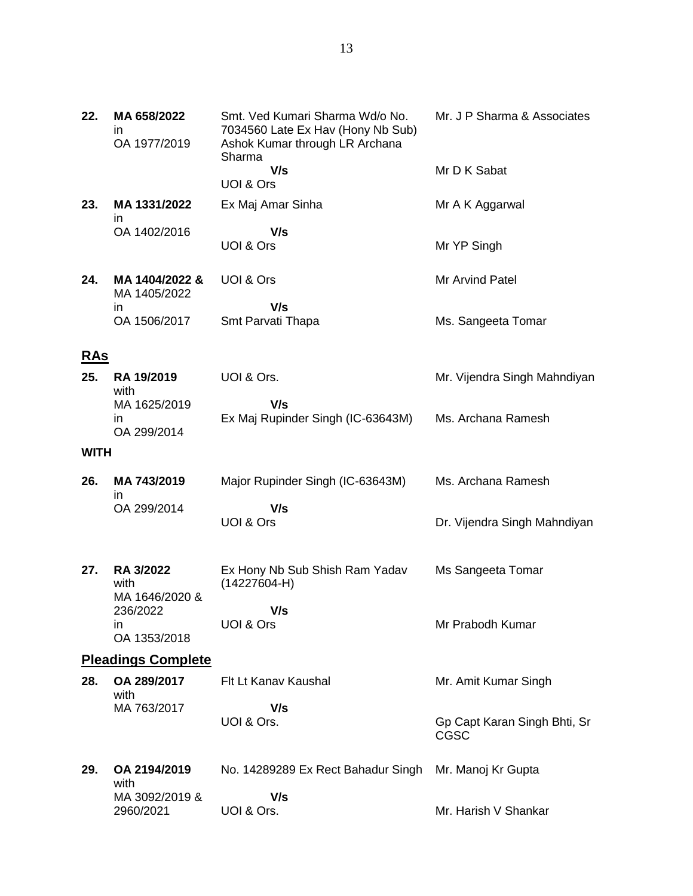| | | | |
|---|---|---|---|
| **22.** | **MA 658/2022** in OA 1977/2019 | Smt. Ved Kumari Sharma Wd/o No. 7034560 Late Ex Hav (Hony Nb Sub) Ashok Kumar through LR Archana Sharma **V/s** UOI & Ors | Mr. J P Sharma & Associates<br><br>Mr D K Sabat |
| **23.** | **MA 1331/2022** in OA 1402/2016 | Ex Maj Amar Sinha **V/s** UOI & Ors | Mr A K Aggarwal<br><br>Mr YP Singh |
| **24.** | **MA 1404/2022 &** MA 1405/2022 in OA 1506/2017 | UOI & Ors **V/s** Smt Parvati Thapa | Mr Arvind Patel<br><br>Ms. Sangeeta Tomar |

## RAs

| | | | |
|---|---|---|---|
| **25.** | **RA 19/2019** with MA 1625/2019 in OA 299/2014 | UOI & Ors. **V/s** Ex Maj Rupinder Singh (IC-63643M) | Mr. Vijendra Singh Mahndiyan<br><br>Ms. Archana Ramesh |

**WITH**

| | | | |
|---|---|---|---|
| **26.** | **MA 743/2019** in OA 299/2014 | Major Rupinder Singh (IC-63643M) **V/s** UOI & Ors | Ms. Archana Ramesh<br><br>Dr. Vijendra Singh Mahndiyan |
| **27.** | **RA 3/2022** with MA 1646/2020 & 236/2022 in OA 1353/2018 | Ex Hony Nb Sub Shish Ram Yadav (14227604-H) **V/s** UOI & Ors | Ms Sangeeta Tomar<br><br>Mr Prabodh Kumar |

## Pleadings Complete

| | | | |
|---|---|---|---|
| **28.** | **OA 289/2017** with MA 763/2017 | Flt Lt Kanav Kaushal **V/s** UOI & Ors. | Mr. Amit Kumar Singh<br><br>Gp Capt Karan Singh Bhti, Sr CGSC |
| **29.** | **OA 2194/2019** with MA 3092/2019 & 2960/2021 | No. 14289289 Ex Rect Bahadur Singh **V/s** UOI & Ors. | Mr. Manoj Kr Gupta<br><br>Mr. Harish V Shankar |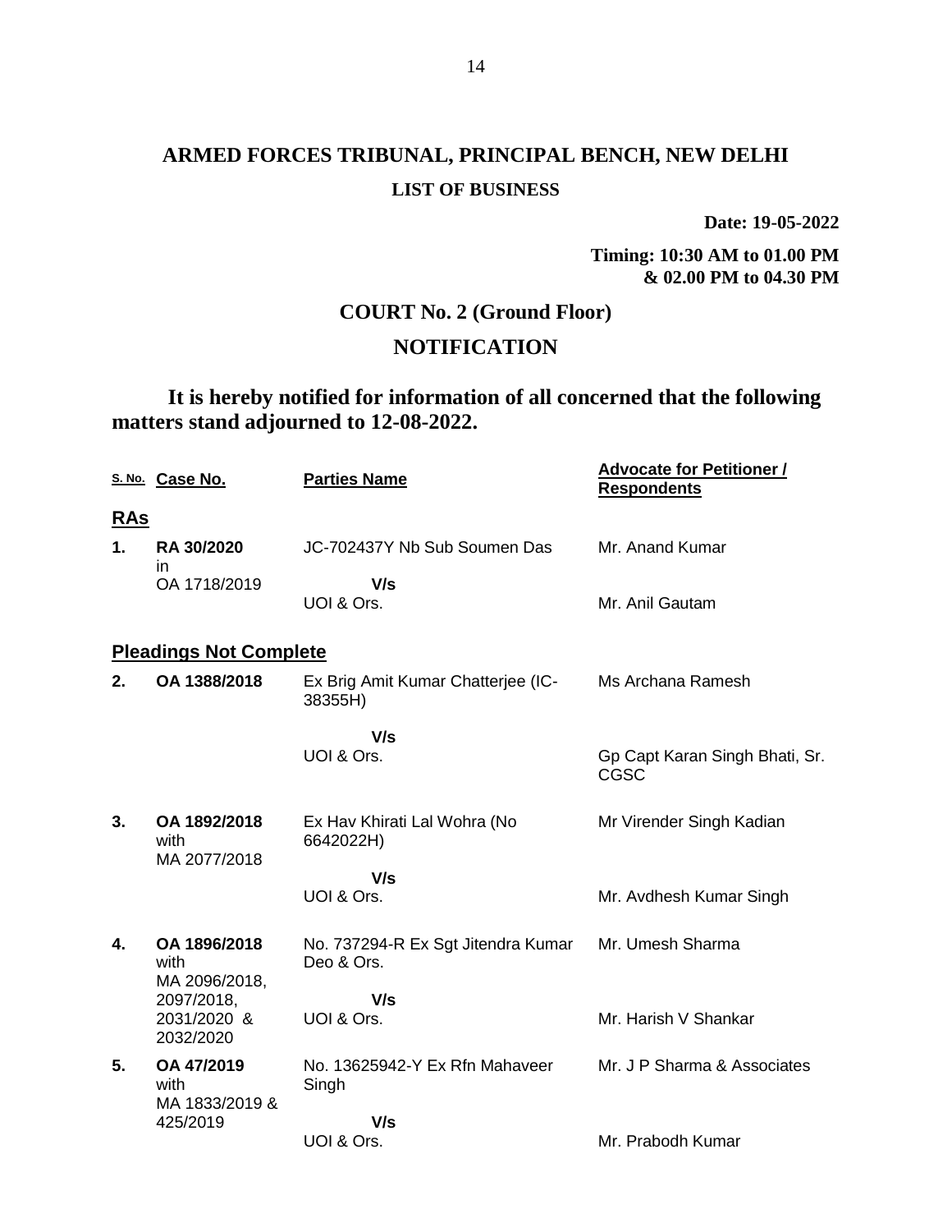# ARMED FORCES TRIBUNAL, PRINCIPAL BENCH, NEW DELHI

**LIST OF BUSINESS**

**Date: 19-05-2022**

**Timing: 10:30 AM to 01.00 PM & 02.00 PM to 04.30 PM**

## COURT No. 2 (Ground Floor)

## NOTIFICATION

**It is hereby notified for information of all concerned that the following matters stand adjourned to 12-08-2022.**

| S. No. | Case No. | Parties Name | Advocate for Petitioner / Respondents |
|---|---|---|---|
| **RAs** | | | |
| **1.** | **RA 30/2020** in OA 1718/2019 | JC-702437Y Nb Sub Soumen Das **V/s** UOI & Ors. | Mr. Anand Kumar / Mr. Anil Gautam |
| **Pleadings Not Complete** | | | |
| **2.** | **OA 1388/2018** | Ex Brig Amit Kumar Chatterjee (IC-38355H) **V/s** UOI & Ors. | Ms Archana Ramesh / Gp Capt Karan Singh Bhati, Sr. CGSC |
| **3.** | **OA 1892/2018** with MA 2077/2018 | Ex Hav Khirati Lal Wohra (No 6642022H) **V/s** UOI & Ors. | Mr Virender Singh Kadian / Mr. Avdhesh Kumar Singh |
| **4.** | **OA 1896/2018** with MA 2096/2018, 2097/2018, 2031/2020 & 2032/2020 | No. 737294-R Ex Sgt Jitendra Kumar Deo & Ors. **V/s** UOI & Ors. | Mr. Umesh Sharma / Mr. Harish V Shankar |
| **5.** | **OA 47/2019** with MA 1833/2019 & 425/2019 | No. 13625942-Y Ex Rfn Mahaveer Singh **V/s** UOI & Ors. | Mr. J P Sharma & Associates / Mr. Prabodh Kumar |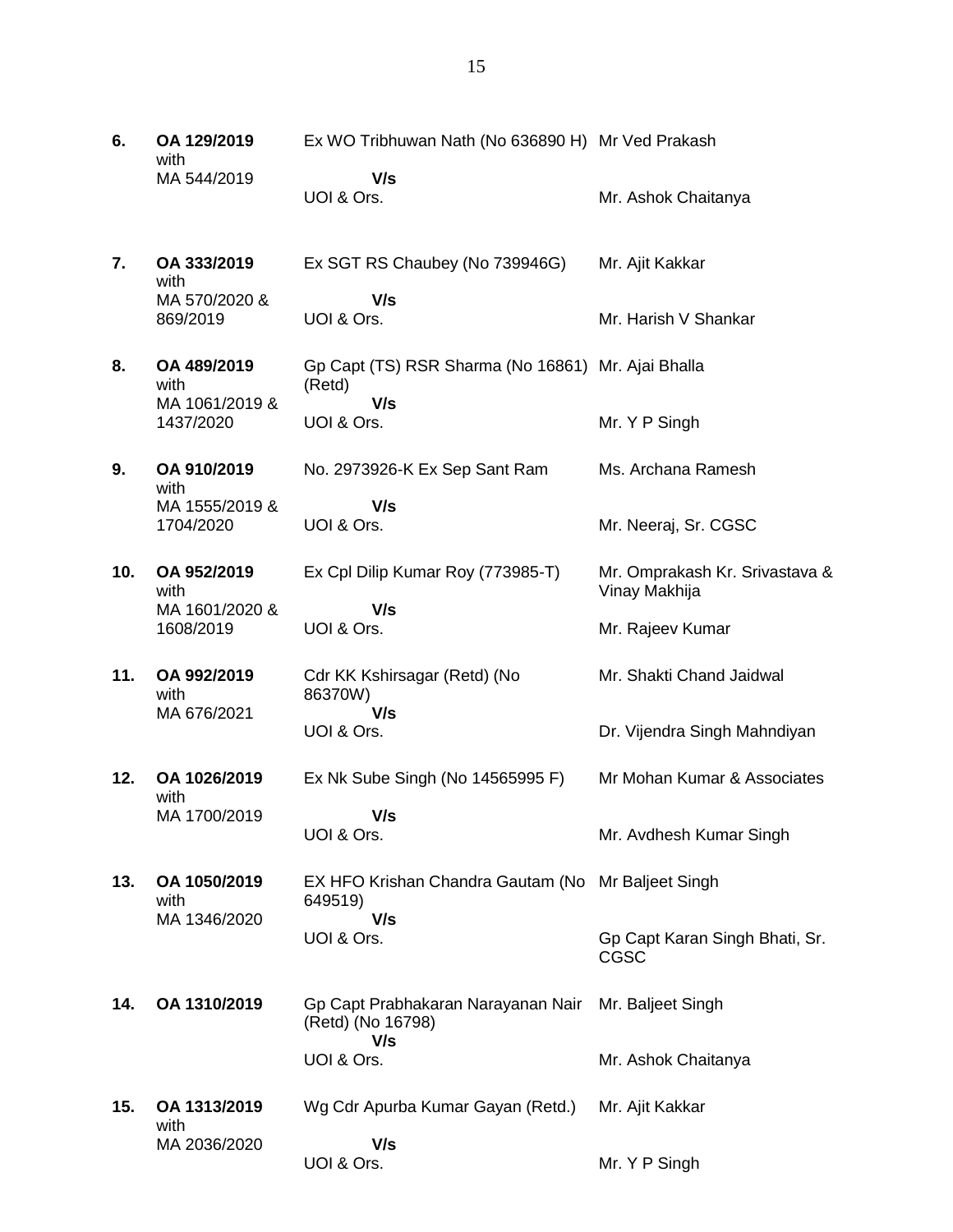| | | | |
|---|---|---|---|
| **6.** | **OA 129/2019** with MA 544/2019 | Ex WO Tribhuwan Nath (No 636890 H) **V/s** UOI & Ors. | Mr Ved Prakash<br><br>Mr. Ashok Chaitanya |
| **7.** | **OA 333/2019** with MA 570/2020 & 869/2019 | Ex SGT RS Chaubey (No 739946G) **V/s** UOI & Ors. | Mr. Ajit Kakkar<br><br>Mr. Harish V Shankar |
| **8.** | **OA 489/2019** with MA 1061/2019 & 1437/2020 | Gp Capt (TS) RSR Sharma (No 16861) (Retd) **V/s** UOI & Ors. | Mr. Ajai Bhalla<br><br>Mr. Y P Singh |
| **9.** | **OA 910/2019** with MA 1555/2019 & 1704/2020 | No. 2973926-K Ex Sep Sant Ram **V/s** UOI & Ors. | Ms. Archana Ramesh<br><br>Mr. Neeraj, Sr. CGSC |
| **10.** | **OA 952/2019** with MA 1601/2020 & 1608/2019 | Ex Cpl Dilip Kumar Roy (773985-T) **V/s** UOI & Ors. | Mr. Omprakash Kr. Srivastava & Vinay Makhija<br><br>Mr. Rajeev Kumar |
| **11.** | **OA 992/2019** with MA 676/2021 | Cdr KK Kshirsagar (Retd) (No 86370W) **V/s** UOI & Ors. | Mr. Shakti Chand Jaidwal<br><br>Dr. Vijendra Singh Mahndiyan |
| **12.** | **OA 1026/2019** with MA 1700/2019 | Ex Nk Sube Singh (No 14565995 F) **V/s** UOI & Ors. | Mr Mohan Kumar & Associates<br><br>Mr. Avdhesh Kumar Singh |
| **13.** | **OA 1050/2019** with MA 1346/2020 | EX HFO Krishan Chandra Gautam (No 649519) **V/s** UOI & Ors. | Mr Baljeet Singh<br><br>Gp Capt Karan Singh Bhati, Sr. CGSC |
| **14.** | **OA 1310/2019** | Gp Capt Prabhakaran Narayanan Nair (Retd) (No 16798) **V/s** UOI & Ors. | Mr. Baljeet Singh<br><br>Mr. Ashok Chaitanya |
| **15.** | **OA 1313/2019** with MA 2036/2020 | Wg Cdr Apurba Kumar Gayan (Retd.) **V/s** UOI & Ors. | Mr. Ajit Kakkar<br><br>Mr. Y P Singh |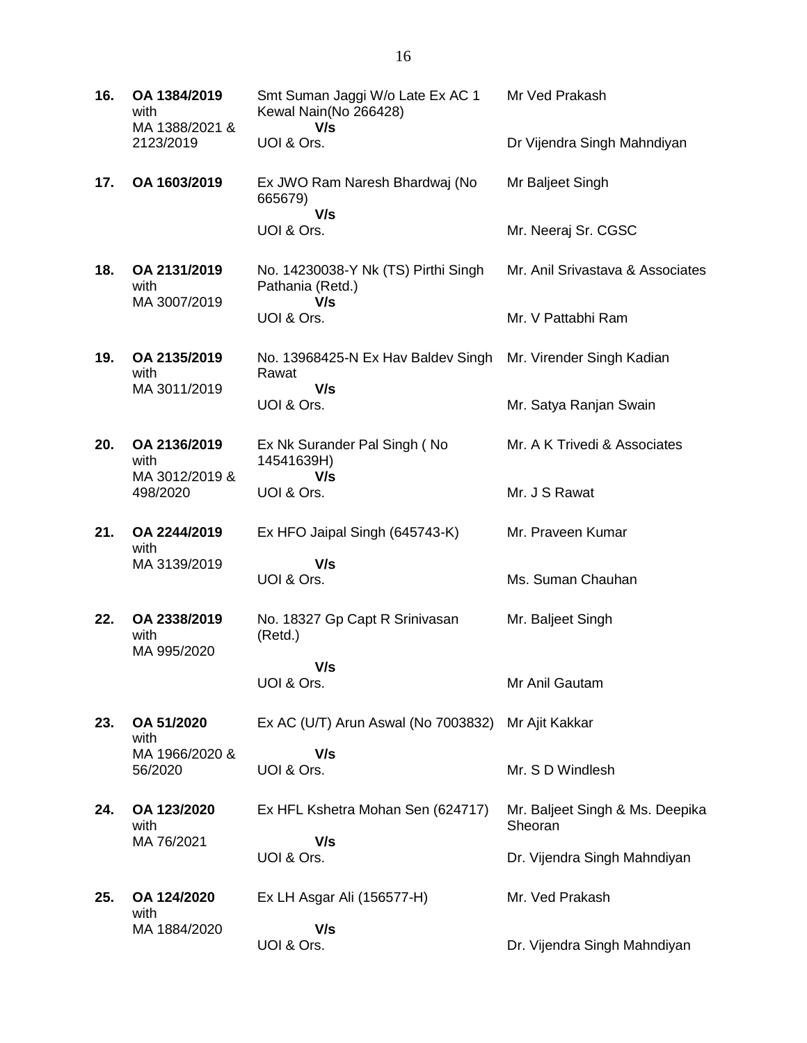| | | | |
|---|---|---|---|
| **16.** | **OA 1384/2019** with MA 1388/2021 & 2123/2019 | Smt Suman Jaggi W/o Late Ex AC 1 Kewal Nain(No 266428) **V/s** UOI & Ors. | Mr Ved Prakash<br><br>Dr Vijendra Singh Mahndiyan |
| **17.** | **OA 1603/2019** | Ex JWO Ram Naresh Bhardwaj (No 665679) **V/s** UOI & Ors. | Mr Baljeet Singh<br><br>Mr. Neeraj Sr. CGSC |
| **18.** | **OA 2131/2019** with MA 3007/2019 | No. 14230038-Y Nk (TS) Pirthi Singh Pathania (Retd.) **V/s** UOI & Ors. | Mr. Anil Srivastava & Associates<br><br>Mr. V Pattabhi Ram |
| **19.** | **OA 2135/2019** with MA 3011/2019 | No. 13968425-N Ex Hav Baldev Singh Rawat **V/s** UOI & Ors. | Mr. Virender Singh Kadian<br><br>Mr. Satya Ranjan Swain |
| **20.** | **OA 2136/2019** with MA 3012/2019 & 498/2020 | Ex Nk Surander Pal Singh ( No 14541639H) **V/s** UOI & Ors. | Mr. A K Trivedi & Associates<br><br>Mr. J S Rawat |
| **21.** | **OA 2244/2019** with MA 3139/2019 | Ex HFO Jaipal Singh (645743-K) **V/s** UOI & Ors. | Mr. Praveen Kumar<br><br>Ms. Suman Chauhan |
| **22.** | **OA 2338/2019** with MA 995/2020 | No. 18327 Gp Capt R Srinivasan (Retd.) **V/s** UOI & Ors. | Mr. Baljeet Singh<br><br>Mr Anil Gautam |
| **23.** | **OA 51/2020** with MA 1966/2020 & 56/2020 | Ex AC (U/T) Arun Aswal (No 7003832) **V/s** UOI & Ors. | Mr Ajit Kakkar<br><br>Mr. S D Windlesh |
| **24.** | **OA 123/2020** with MA 76/2021 | Ex HFL Kshetra Mohan Sen (624717) **V/s** UOI & Ors. | Mr. Baljeet Singh & Ms. Deepika Sheoran<br><br>Dr. Vijendra Singh Mahndiyan |
| **25.** | **OA 124/2020** with MA 1884/2020 | Ex LH Asgar Ali (156577-H) **V/s** UOI & Ors. | Mr. Ved Prakash<br><br>Dr. Vijendra Singh Mahndiyan |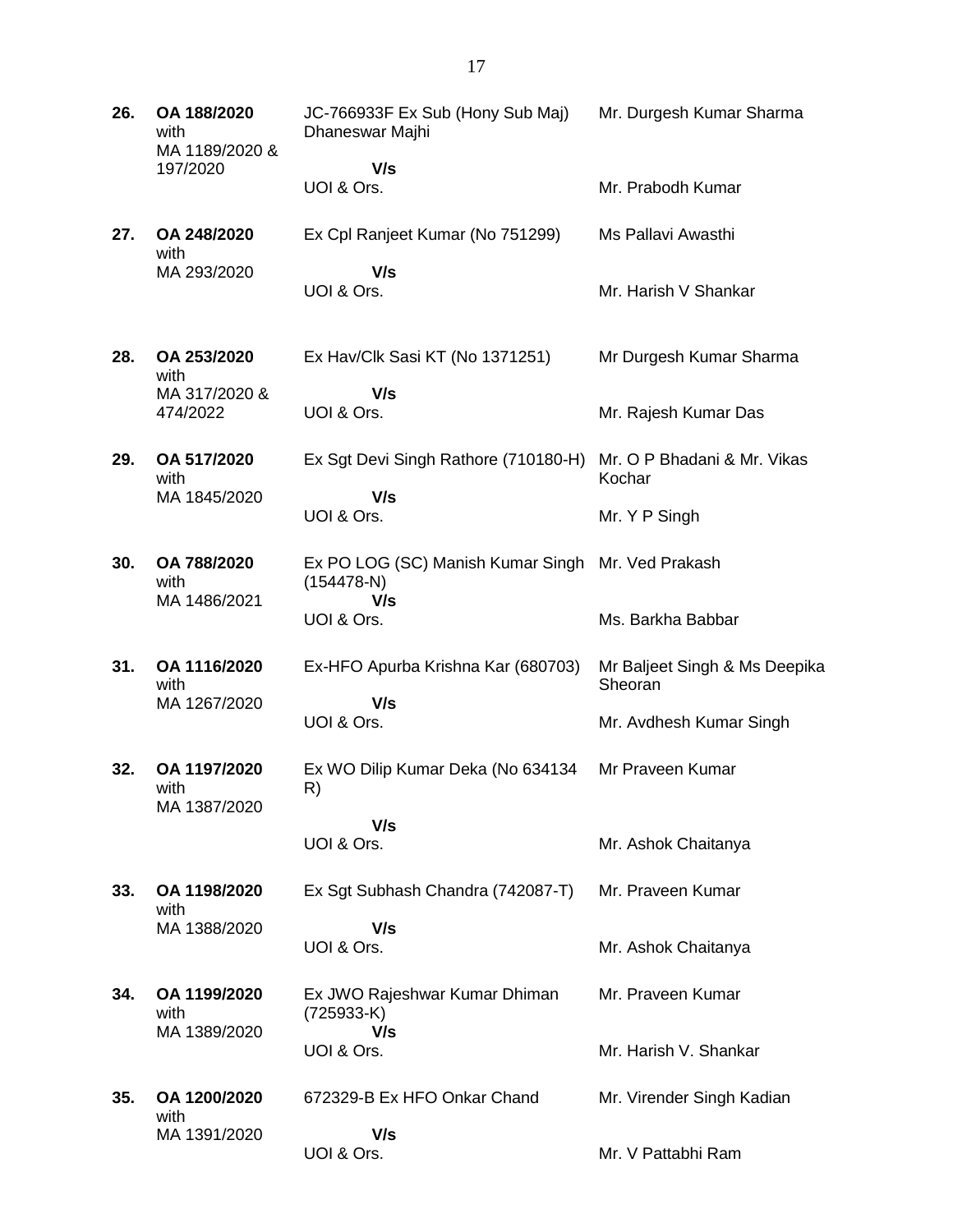| | | | |
|---|---|---|---|
| 26. | **OA 188/2020** with MA 1189/2020 & 197/2020 | JC-766933F Ex Sub (Hony Sub Maj) Dhaneswar Majhi<br>**V/s**<br>UOI & Ors. | Mr. Durgesh Kumar Sharma<br><br>Mr. Prabodh Kumar |
| 27. | **OA 248/2020** with MA 293/2020 | Ex Cpl Ranjeet Kumar (No 751299)<br>**V/s**<br>UOI & Ors. | Ms Pallavi Awasthi<br><br>Mr. Harish V Shankar |
| 28. | **OA 253/2020** with MA 317/2020 & 474/2022 | Ex Hav/Clk Sasi KT (No 1371251)<br>**V/s**<br>UOI & Ors. | Mr Durgesh Kumar Sharma<br><br>Mr. Rajesh Kumar Das |
| 29. | **OA 517/2020** with MA 1845/2020 | Ex Sgt Devi Singh Rathore (710180-H)<br>**V/s**<br>UOI & Ors. | Mr. O P Bhadani & Mr. Vikas Kochar<br><br>Mr. Y P Singh |
| 30. | **OA 788/2020** with MA 1486/2021 | Ex PO LOG (SC) Manish Kumar Singh (154478-N)<br>**V/s**<br>UOI & Ors. | Mr. Ved Prakash<br><br>Ms. Barkha Babbar |
| 31. | **OA 1116/2020** with MA 1267/2020 | Ex-HFO Apurba Krishna Kar (680703)<br>**V/s**<br>UOI & Ors. | Mr Baljeet Singh & Ms Deepika Sheoran<br><br>Mr. Avdhesh Kumar Singh |
| 32. | **OA 1197/2020** with MA 1387/2020 | Ex WO Dilip Kumar Deka (No 634134 R)<br>**V/s**<br>UOI & Ors. | Mr Praveen Kumar<br><br>Mr. Ashok Chaitanya |
| 33. | **OA 1198/2020** with MA 1388/2020 | Ex Sgt Subhash Chandra (742087-T)<br>**V/s**<br>UOI & Ors. | Mr. Praveen Kumar<br><br>Mr. Ashok Chaitanya |
| 34. | **OA 1199/2020** with MA 1389/2020 | Ex JWO Rajeshwar Kumar Dhiman (725933-K)<br>**V/s**<br>UOI & Ors. | Mr. Praveen Kumar<br><br>Mr. Harish V. Shankar |
| 35. | **OA 1200/2020** with MA 1391/2020 | 672329-B Ex HFO Onkar Chand<br>**V/s**<br>UOI & Ors. | Mr. Virender Singh Kadian<br><br>Mr. V Pattabhi Ram |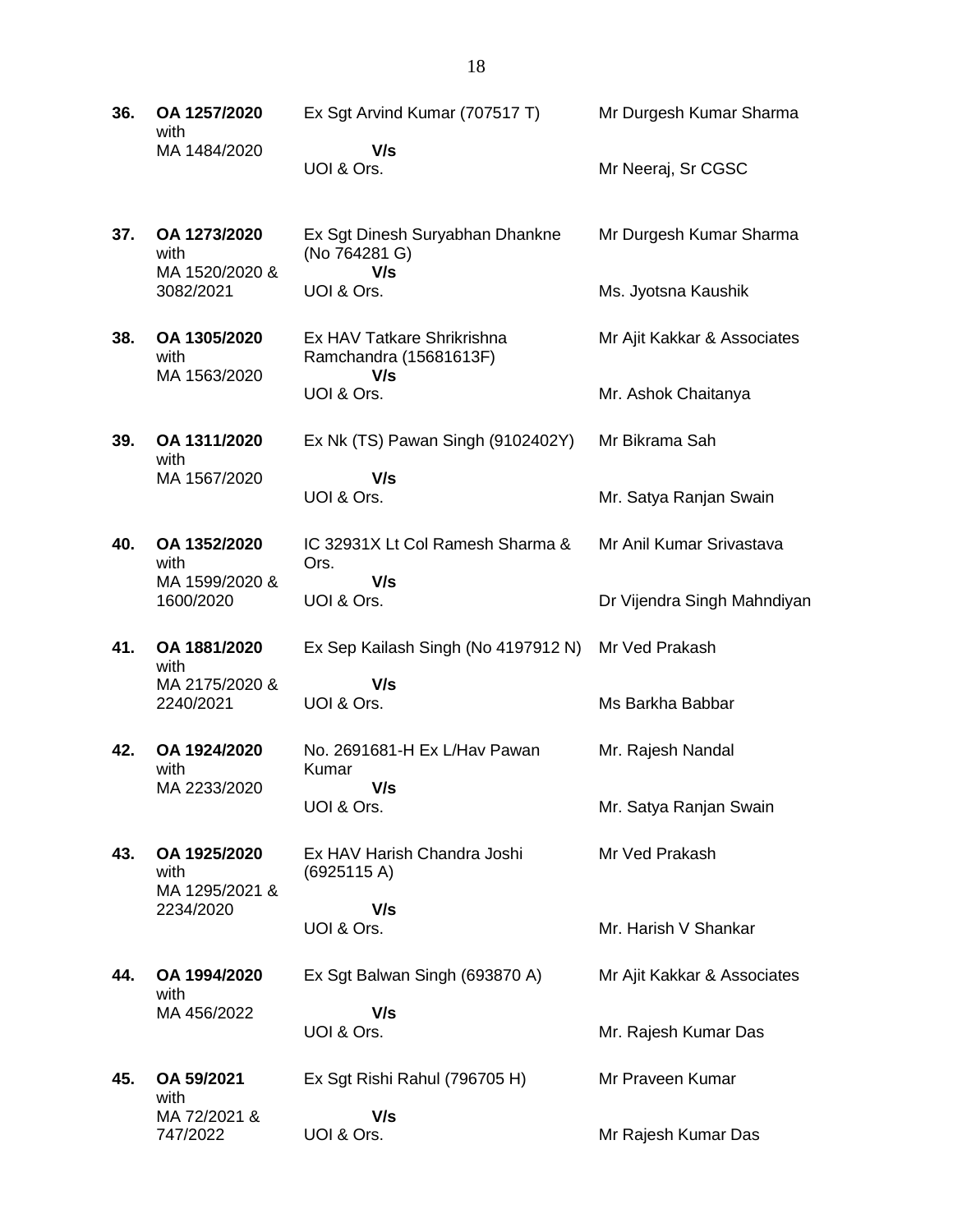| | | | |
|---|---|---|---|
| **36.** | **OA 1257/2020** with MA 1484/2020 | Ex Sgt Arvind Kumar (707517 T) **V/s** UOI & Ors. | Mr Durgesh Kumar Sharma<br><br>Mr Neeraj, Sr CGSC |
| **37.** | **OA 1273/2020** with MA 1520/2020 & 3082/2021 | Ex Sgt Dinesh Suryabhan Dhankne (No 764281 G) **V/s** UOI & Ors. | Mr Durgesh Kumar Sharma<br><br>Ms. Jyotsna Kaushik |
| **38.** | **OA 1305/2020** with MA 1563/2020 | Ex HAV Tatkare Shrikrishna Ramchandra (15681613F) **V/s** UOI & Ors. | Mr Ajit Kakkar & Associates<br><br>Mr. Ashok Chaitanya |
| **39.** | **OA 1311/2020** with MA 1567/2020 | Ex Nk (TS) Pawan Singh (9102402Y) **V/s** UOI & Ors. | Mr Bikrama Sah<br><br>Mr. Satya Ranjan Swain |
| **40.** | **OA 1352/2020** with MA 1599/2020 & 1600/2020 | IC 32931X Lt Col Ramesh Sharma & Ors. **V/s** UOI & Ors. | Mr Anil Kumar Srivastava<br><br>Dr Vijendra Singh Mahndiyan |
| **41.** | **OA 1881/2020** with MA 2175/2020 & 2240/2021 | Ex Sep Kailash Singh (No 4197912 N) **V/s** UOI & Ors. | Mr Ved Prakash<br><br>Ms Barkha Babbar |
| **42.** | **OA 1924/2020** with MA 2233/2020 | No. 2691681-H Ex L/Hav Pawan Kumar **V/s** UOI & Ors. | Mr. Rajesh Nandal<br><br>Mr. Satya Ranjan Swain |
| **43.** | **OA 1925/2020** with MA 1295/2021 & 2234/2020 | Ex HAV Harish Chandra Joshi (6925115 A) **V/s** UOI & Ors. | Mr Ved Prakash<br><br>Mr. Harish V Shankar |
| **44.** | **OA 1994/2020** with MA 456/2022 | Ex Sgt Balwan Singh (693870 A) **V/s** UOI & Ors. | Mr Ajit Kakkar & Associates<br><br>Mr. Rajesh Kumar Das |
| **45.** | **OA 59/2021** with MA 72/2021 & 747/2022 | Ex Sgt Rishi Rahul (796705 H) **V/s** UOI & Ors. | Mr Praveen Kumar<br><br>Mr Rajesh Kumar Das |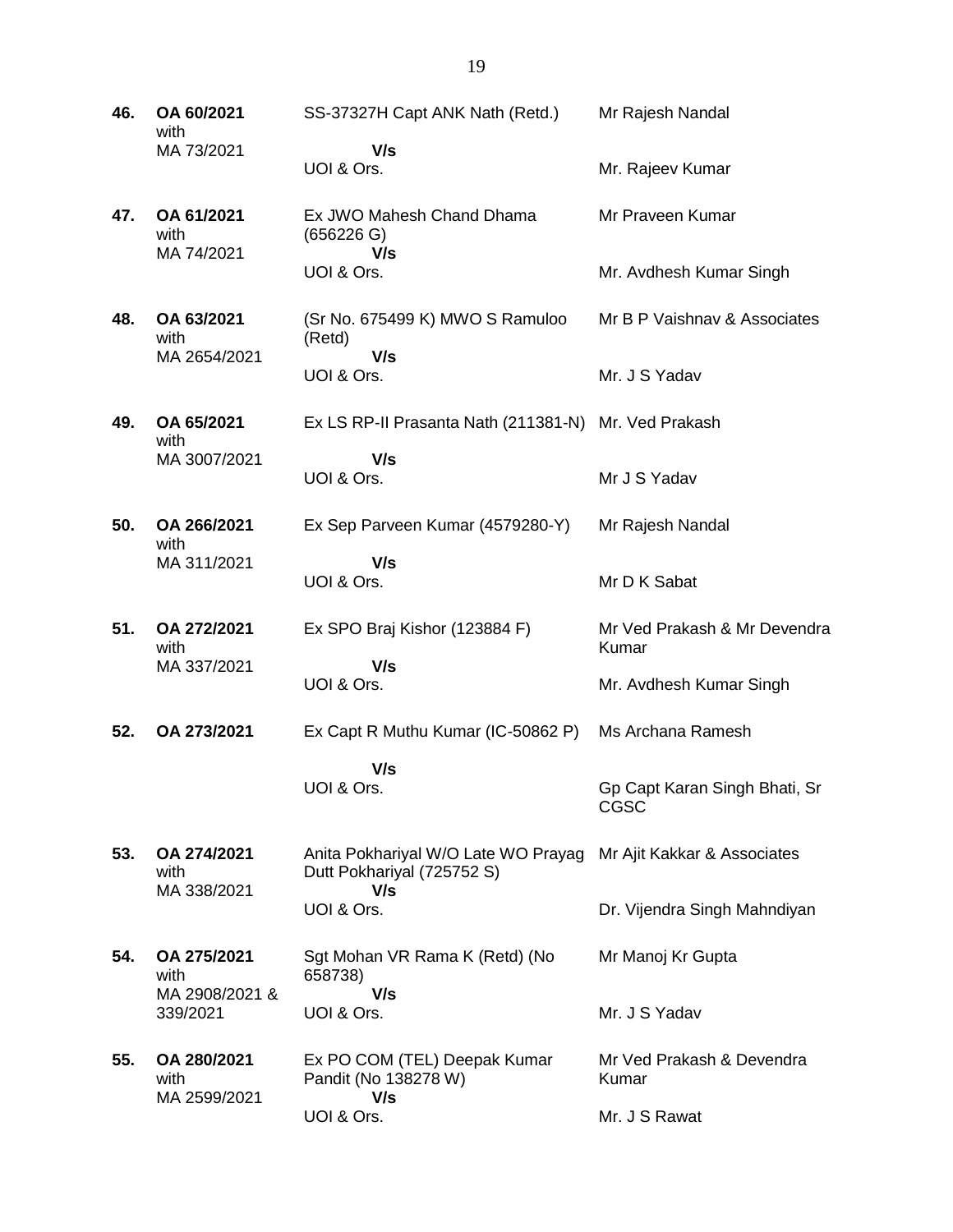| | | | |
|---|---|---|---|
| **46.** | **OA 60/2021** with MA 73/2021 | SS-37327H Capt ANK Nath (Retd.) **V/s** UOI & Ors. | Mr Rajesh Nandal<br><br>Mr. Rajeev Kumar |
| **47.** | **OA 61/2021** with MA 74/2021 | Ex JWO Mahesh Chand Dhama (656226 G) **V/s** UOI & Ors. | Mr Praveen Kumar<br><br>Mr. Avdhesh Kumar Singh |
| **48.** | **OA 63/2021** with MA 2654/2021 | (Sr No. 675499 K) MWO S Ramuloo (Retd) **V/s** UOI & Ors. | Mr B P Vaishnav & Associates<br><br>Mr. J S Yadav |
| **49.** | **OA 65/2021** with MA 3007/2021 | Ex LS RP-II Prasanta Nath (211381-N) **V/s** UOI & Ors. | Mr. Ved Prakash<br><br>Mr J S Yadav |
| **50.** | **OA 266/2021** with MA 311/2021 | Ex Sep Parveen Kumar (4579280-Y) **V/s** UOI & Ors. | Mr Rajesh Nandal<br><br>Mr D K Sabat |
| **51.** | **OA 272/2021** with MA 337/2021 | Ex SPO Braj Kishor (123884 F) **V/s** UOI & Ors. | Mr Ved Prakash & Mr Devendra Kumar<br><br>Mr. Avdhesh Kumar Singh |
| **52.** | **OA 273/2021** | Ex Capt R Muthu Kumar (IC-50862 P) **V/s** UOI & Ors. | Ms Archana Ramesh<br><br>Gp Capt Karan Singh Bhati, Sr CGSC |
| **53.** | **OA 274/2021** with MA 338/2021 | Anita Pokhariyal W/O Late WO Prayag Dutt Pokhariyal (725752 S) **V/s** UOI & Ors. | Mr Ajit Kakkar & Associates<br><br>Dr. Vijendra Singh Mahndiyan |
| **54.** | **OA 275/2021** with MA 2908/2021 & 339/2021 | Sgt Mohan VR Rama K (Retd) (No 658738) **V/s** UOI & Ors. | Mr Manoj Kr Gupta<br><br>Mr. J S Yadav |
| **55.** | **OA 280/2021** with MA 2599/2021 | Ex PO COM (TEL) Deepak Kumar Pandit (No 138278 W) **V/s** UOI & Ors. | Mr Ved Prakash & Devendra Kumar<br><br>Mr. J S Rawat |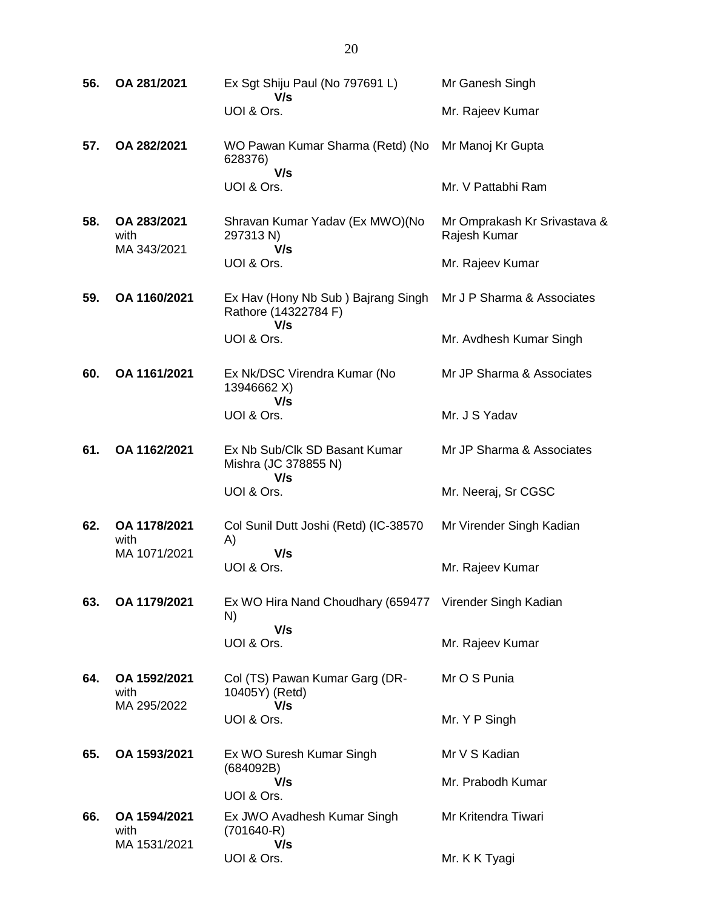| | | | |
|---|---|---|---|
| **56.** | **OA 281/2021** | Ex Sgt Shiju Paul (No 797691 L)<br>**V/s**<br>UOI & Ors. | Mr Ganesh Singh<br><br>Mr. Rajeev Kumar |
| **57.** | **OA 282/2021** | WO Pawan Kumar Sharma (Retd) (No 628376)<br>**V/s**<br>UOI & Ors. | Mr Manoj Kr Gupta<br><br>Mr. V Pattabhi Ram |
| **58.** | **OA 283/2021** with MA 343/2021 | Shravan Kumar Yadav (Ex MWO)(No 297313 N)<br>**V/s**<br>UOI & Ors. | Mr Omprakash Kr Srivastava & Rajesh Kumar<br><br>Mr. Rajeev Kumar |
| **59.** | **OA 1160/2021** | Ex Hav (Hony Nb Sub ) Bajrang Singh Rathore (14322784 F)<br>**V/s**<br>UOI & Ors. | Mr J P Sharma & Associates<br><br>Mr. Avdhesh Kumar Singh |
| **60.** | **OA 1161/2021** | Ex Nk/DSC Virendra Kumar (No 13946662 X)<br>**V/s**<br>UOI & Ors. | Mr JP Sharma & Associates<br><br>Mr. J S Yadav |
| **61.** | **OA 1162/2021** | Ex Nb Sub/Clk SD Basant Kumar Mishra (JC 378855 N)<br>**V/s**<br>UOI & Ors. | Mr JP Sharma & Associates<br><br>Mr. Neeraj, Sr CGSC |
| **62.** | **OA 1178/2021** with MA 1071/2021 | Col Sunil Dutt Joshi (Retd) (IC-38570 A)<br>**V/s**<br>UOI & Ors. | Mr Virender Singh Kadian<br><br>Mr. Rajeev Kumar |
| **63.** | **OA 1179/2021** | Ex WO Hira Nand Choudhary (659477 N)<br>**V/s**<br>UOI & Ors. | Virender Singh Kadian<br><br>Mr. Rajeev Kumar |
| **64.** | **OA 1592/2021** with MA 295/2022 | Col (TS) Pawan Kumar Garg (DR-10405Y) (Retd)<br>**V/s**<br>UOI & Ors. | Mr O S Punia<br><br>Mr. Y P Singh |
| **65.** | **OA 1593/2021** | Ex WO Suresh Kumar Singh (684092B)<br>**V/s**<br>UOI & Ors. | Mr V S Kadian<br><br>Mr. Prabodh Kumar |
| **66.** | **OA 1594/2021** with MA 1531/2021 | Ex JWO Avadhesh Kumar Singh (701640-R)<br>**V/s**<br>UOI & Ors. | Mr Kritendra Tiwari<br><br>Mr. K K Tyagi |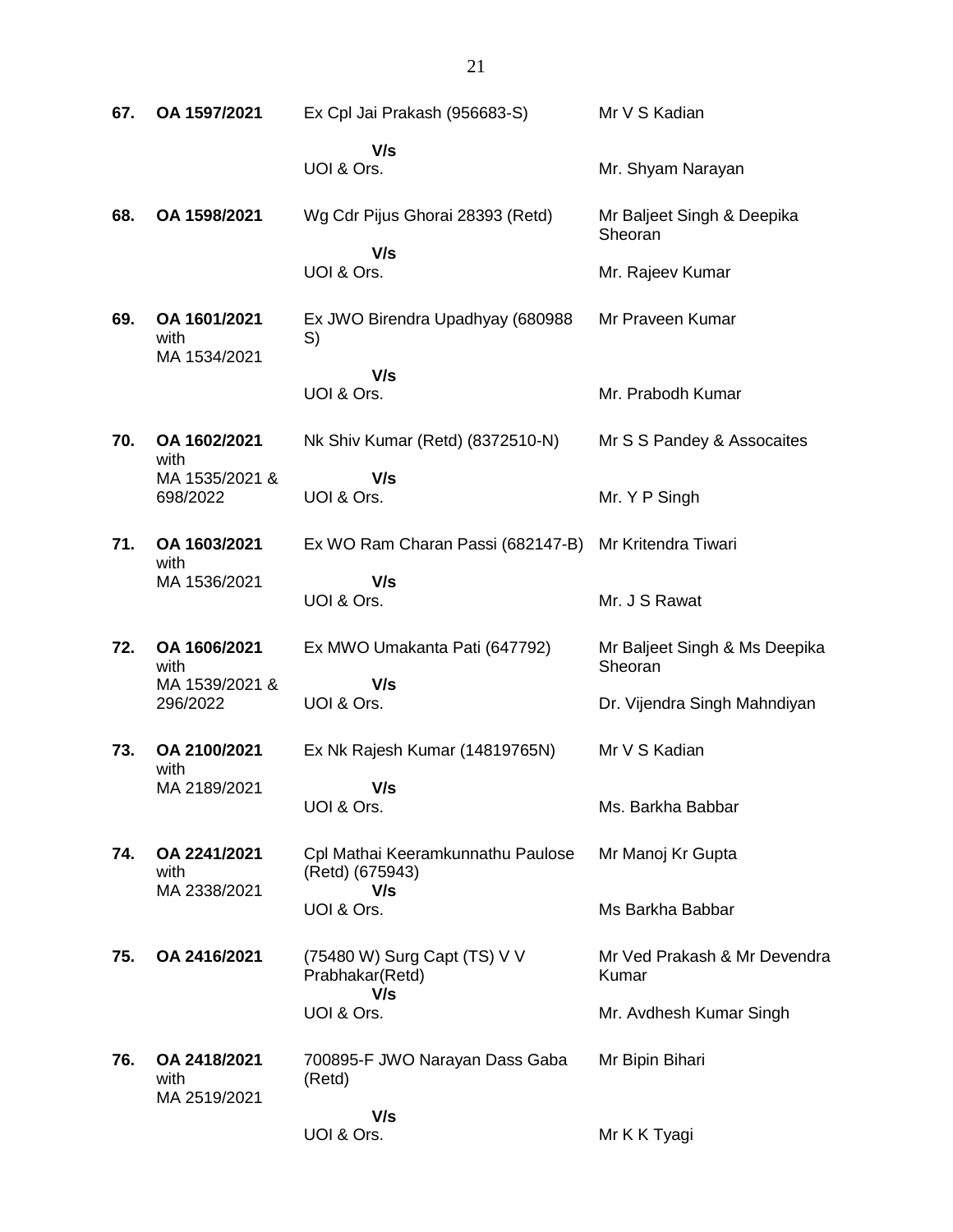| | | | |
|---|---|---|---|
| **67.** | **OA 1597/2021** | Ex Cpl Jai Prakash (956683-S)<br>**V/s**<br>UOI & Ors. | Mr V S Kadian<br><br>Mr. Shyam Narayan |
| **68.** | **OA 1598/2021** | Wg Cdr Pijus Ghorai 28393 (Retd)<br>**V/s**<br>UOI & Ors. | Mr Baljeet Singh & Deepika Sheoran<br><br>Mr. Rajeev Kumar |
| **69.** | **OA 1601/2021** with MA 1534/2021 | Ex JWO Birendra Upadhyay (680988 S)<br>**V/s**<br>UOI & Ors. | Mr Praveen Kumar<br><br>Mr. Prabodh Kumar |
| **70.** | **OA 1602/2021** with MA 1535/2021 & 698/2022 | Nk Shiv Kumar (Retd) (8372510-N)<br>**V/s**<br>UOI & Ors. | Mr S S Pandey & Assocaites<br><br>Mr. Y P Singh |
| **71.** | **OA 1603/2021** with MA 1536/2021 | Ex WO Ram Charan Passi (682147-B)<br>**V/s**<br>UOI & Ors. | Mr Kritendra Tiwari<br><br>Mr. J S Rawat |
| **72.** | **OA 1606/2021** with MA 1539/2021 & 296/2022 | Ex MWO Umakanta Pati (647792)<br>**V/s**<br>UOI & Ors. | Mr Baljeet Singh & Ms Deepika Sheoran<br><br>Dr. Vijendra Singh Mahndiyan |
| **73.** | **OA 2100/2021** with MA 2189/2021 | Ex Nk Rajesh Kumar (14819765N)<br>**V/s**<br>UOI & Ors. | Mr V S Kadian<br><br>Ms. Barkha Babbar |
| **74.** | **OA 2241/2021** with MA 2338/2021 | Cpl Mathai Keeramkunnathu Paulose (Retd) (675943)<br>**V/s**<br>UOI & Ors. | Mr Manoj Kr Gupta<br><br>Ms Barkha Babbar |
| **75.** | **OA 2416/2021** | (75480 W) Surg Capt (TS) V V Prabhakar(Retd)<br>**V/s**<br>UOI & Ors. | Mr Ved Prakash & Mr Devendra Kumar<br><br>Mr. Avdhesh Kumar Singh |
| **76.** | **OA 2418/2021** with MA 2519/2021 | 700895-F JWO Narayan Dass Gaba (Retd)<br>**V/s**<br>UOI & Ors. | Mr Bipin Bihari<br><br>Mr K K Tyagi |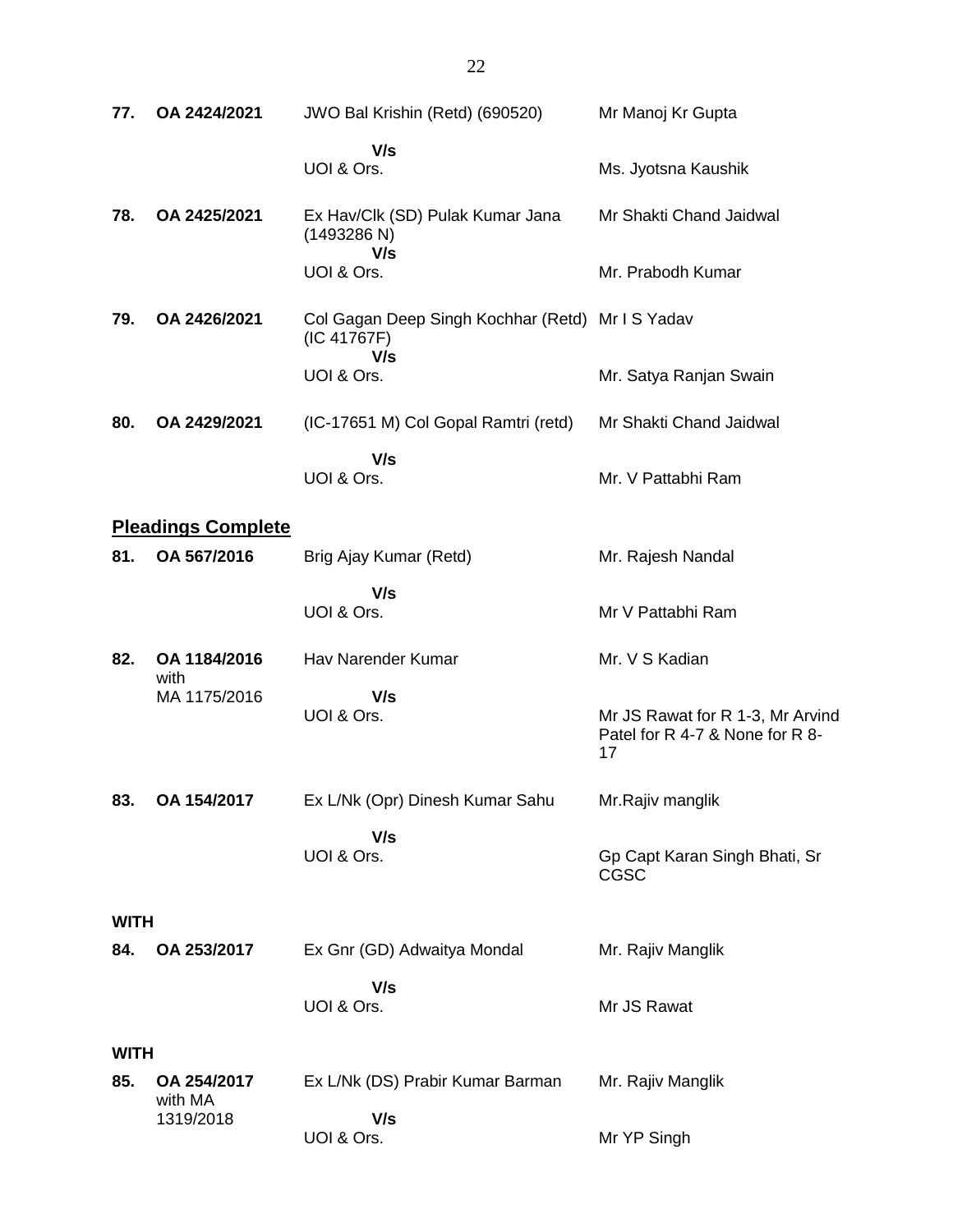| | | | |
|---|---|---|---|
| **77.** | **OA 2424/2021** | JWO Bal Krishin (Retd) (690520)<br>**V/s**<br>UOI & Ors. | Mr Manoj Kr Gupta<br><br>Ms. Jyotsna Kaushik |
| **78.** | **OA 2425/2021** | Ex Hav/Clk (SD) Pulak Kumar Jana (1493286 N)<br>**V/s**<br>UOI & Ors. | Mr Shakti Chand Jaidwal<br><br>Mr. Prabodh Kumar |
| **79.** | **OA 2426/2021** | Col Gagan Deep Singh Kochhar (Retd) (IC 41767F)<br>**V/s**<br>UOI & Ors. | Mr I S Yadav<br><br>Mr. Satya Ranjan Swain |
| **80.** | **OA 2429/2021** | (IC-17651 M) Col Gopal Ramtri (retd)<br>**V/s**<br>UOI & Ors. | Mr Shakti Chand Jaidwal<br><br>Mr. V Pattabhi Ram |

## Pleadings Complete

| | | | |
|---|---|---|---|
| **81.** | **OA 567/2016** | Brig Ajay Kumar (Retd)<br>**V/s**<br>UOI & Ors. | Mr. Rajesh Nandal<br><br>Mr V Pattabhi Ram |
| **82.** | **OA 1184/2016** with MA 1175/2016 | Hav Narender Kumar<br>**V/s**<br>UOI & Ors. | Mr. V S Kadian<br><br>Mr JS Rawat for R 1-3, Mr Arvind Patel for R 4-7 & None for R 8-17 |
| **83.** | **OA 154/2017** | Ex L/Nk (Opr) Dinesh Kumar Sahu<br>**V/s**<br>UOI & Ors. | Mr.Rajiv manglik<br><br>Gp Capt Karan Singh Bhati, Sr CGSC |

**WITH**

| | | | |
|---|---|---|---|
| **84.** | **OA 253/2017** | Ex Gnr (GD) Adwaitya Mondal<br>**V/s**<br>UOI & Ors. | Mr. Rajiv Manglik<br><br>Mr JS Rawat |

**WITH**

| | | | |
|---|---|---|---|
| **85.** | **OA 254/2017** with MA 1319/2018 | Ex L/Nk (DS) Prabir Kumar Barman<br>**V/s**<br>UOI & Ors. | Mr. Rajiv Manglik<br><br>Mr YP Singh |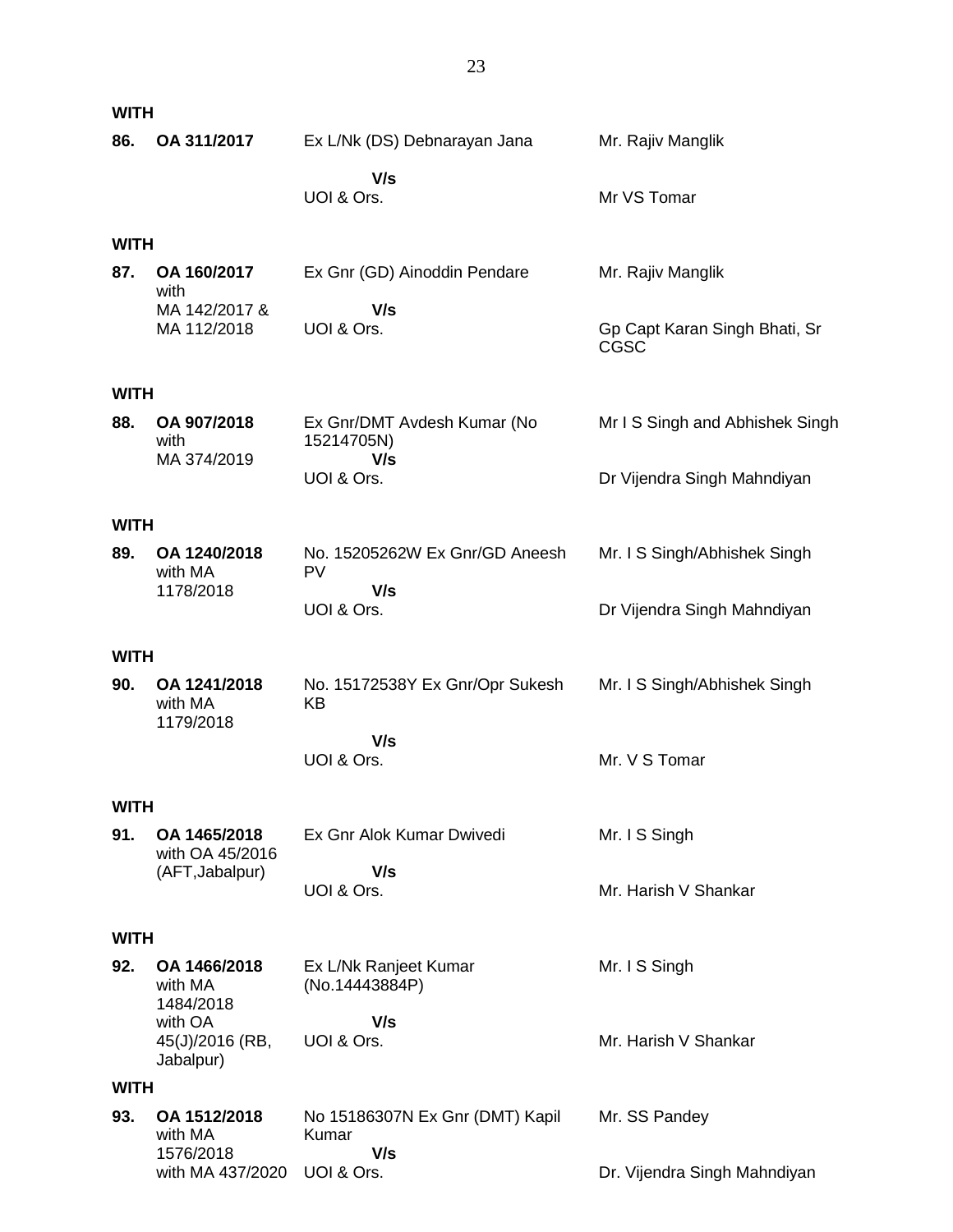**WITH**

**86.** **OA 311/2017** Ex L/Nk (DS) Debnarayan Jana Mr. Rajiv Manglik

**V/s**

UOI & Ors. Mr VS Tomar

**WITH**

**87.** **OA 160/2017** with MA 142/2017 & MA 112/2018 Ex Gnr (GD) Ainoddin Pendare Mr. Rajiv Manglik

**V/s**

UOI & Ors. Gp Capt Karan Singh Bhati, Sr CGSC

**WITH**

**88.** **OA 907/2018** with MA 374/2019 Ex Gnr/DMT Avdesh Kumar (No 15214705N) Mr I S Singh and Abhishek Singh

**V/s**

UOI & Ors. Dr Vijendra Singh Mahndiyan

**WITH**

**89.** **OA 1240/2018** with MA 1178/2018 No. 15205262W Ex Gnr/GD Aneesh PV Mr. I S Singh/Abhishek Singh

**V/s**

UOI & Ors. Dr Vijendra Singh Mahndiyan

**WITH**

**90.** **OA 1241/2018** with MA 1179/2018 No. 15172538Y Ex Gnr/Opr Sukesh KB Mr. I S Singh/Abhishek Singh

**V/s**

UOI & Ors. Mr. V S Tomar

**WITH**

**91.** **OA 1465/2018** with OA 45/2016 (AFT,Jabalpur) Ex Gnr Alok Kumar Dwivedi Mr. I S Singh

**V/s**

UOI & Ors. Mr. Harish V Shankar

**WITH**

**92.** **OA 1466/2018** with MA 1484/2018 with OA 45(J)/2016 (RB, Jabalpur) Ex L/Nk Ranjeet Kumar (No.14443884P) Mr. I S Singh

**V/s**

UOI & Ors. Mr. Harish V Shankar

**WITH**

**93.** **OA 1512/2018** with MA 1576/2018 with MA 437/2020 No 15186307N Ex Gnr (DMT) Kapil Kumar Mr. SS Pandey

**V/s**

UOI & Ors. Dr. Vijendra Singh Mahndiyan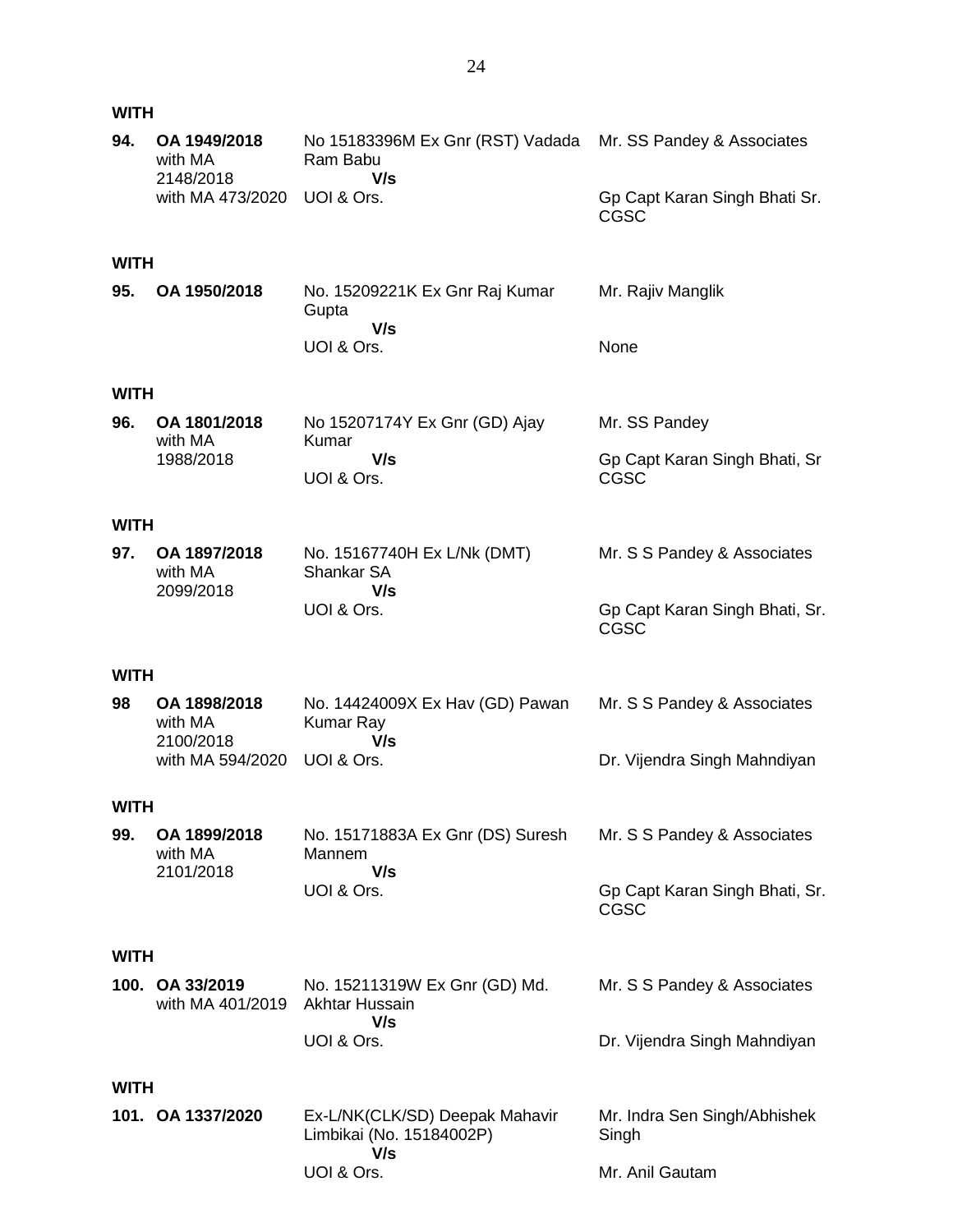**WITH**

| | | | |
|---|---|---|---|
| **94.** | **OA 1949/2018** with MA 2148/2018 with MA 473/2020 | No 15183396M Ex Gnr (RST) Vadada Ram Babu **V/s** UOI & Ors. | Mr. SS Pandey & Associates<br><br>Gp Capt Karan Singh Bhati Sr. CGSC |

**WITH**

| | | | |
|---|---|---|---|
| **95.** | **OA 1950/2018** | No. 15209221K Ex Gnr Raj Kumar Gupta **V/s** UOI & Ors. | Mr. Rajiv Manglik<br><br>None |

**WITH**

| | | | |
|---|---|---|---|
| **96.** | **OA 1801/2018** with MA 1988/2018 | No 15207174Y Ex Gnr (GD) Ajay Kumar **V/s** UOI & Ors. | Mr. SS Pandey<br><br>Gp Capt Karan Singh Bhati, Sr CGSC |

**WITH**

| | | | |
|---|---|---|---|
| **97.** | **OA 1897/2018** with MA 2099/2018 | No. 15167740H Ex L/Nk (DMT) Shankar SA **V/s** UOI & Ors. | Mr. S S Pandey & Associates<br><br>Gp Capt Karan Singh Bhati, Sr. CGSC |

**WITH**

| | | | |
|---|---|---|---|
| **98** | **OA 1898/2018** with MA 2100/2018 with MA 594/2020 | No. 14424009X Ex Hav (GD) Pawan Kumar Ray **V/s** UOI & Ors. | Mr. S S Pandey & Associates<br><br>Dr. Vijendra Singh Mahndiyan |

**WITH**

| | | | |
|---|---|---|---|
| **99.** | **OA 1899/2018** with MA 2101/2018 | No. 15171883A Ex Gnr (DS) Suresh Mannem **V/s** UOI & Ors. | Mr. S S Pandey & Associates<br><br>Gp Capt Karan Singh Bhati, Sr. CGSC |

**WITH**

| | | | |
|---|---|---|---|
| **100.** | **OA 33/2019** with MA 401/2019 | No. 15211319W Ex Gnr (GD) Md. Akhtar Hussain **V/s** UOI & Ors. | Mr. S S Pandey & Associates<br><br>Dr. Vijendra Singh Mahndiyan |

**WITH**

| | | | |
|---|---|---|---|
| **101.** | **OA 1337/2020** | Ex-L/NK(CLK/SD) Deepak Mahavir Limbikai (No. 15184002P) **V/s** UOI & Ors. | Mr. Indra Sen Singh/Abhishek Singh<br><br>Mr. Anil Gautam |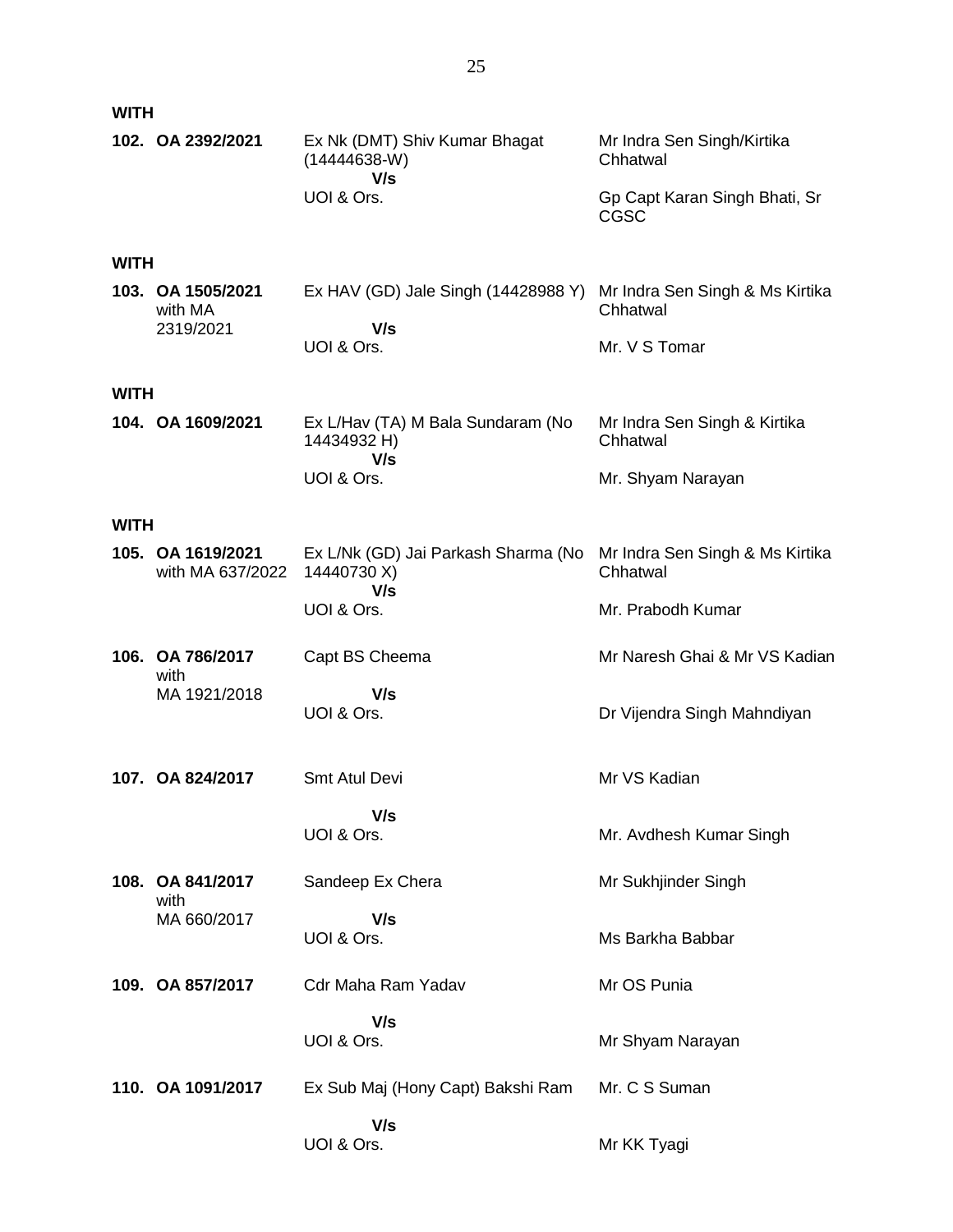**WITH**

| | | | |
|---|---|---|---|
| **102.** | **OA 2392/2021** | Ex Nk (DMT) Shiv Kumar Bhagat (14444638-W)<br>**V/s**<br>UOI & Ors. | Mr Indra Sen Singh/Kirtika Chhatwal<br><br>Gp Capt Karan Singh Bhati, Sr CGSC |

**WITH**

| | | | |
|---|---|---|---|
| **103.** | **OA 1505/2021** with MA 2319/2021 | Ex HAV (GD) Jale Singh (14428988 Y)<br>**V/s**<br>UOI & Ors. | Mr Indra Sen Singh & Ms Kirtika Chhatwal<br><br>Mr. V S Tomar |

**WITH**

| | | | |
|---|---|---|---|
| **104.** | **OA 1609/2021** | Ex L/Hav (TA) M Bala Sundaram (No 14434932 H)<br>**V/s**<br>UOI & Ors. | Mr Indra Sen Singh & Kirtika Chhatwal<br><br>Mr. Shyam Narayan |

**WITH**

| | | | |
|---|---|---|---|
| **105.** | **OA 1619/2021** with MA 637/2022 | Ex L/Nk (GD) Jai Parkash Sharma (No 14440730 X)<br>**V/s**<br>UOI & Ors. | Mr Indra Sen Singh & Ms Kirtika Chhatwal<br><br>Mr. Prabodh Kumar |
| **106.** | **OA 786/2017** with MA 1921/2018 | Capt BS Cheema<br>**V/s**<br>UOI & Ors. | Mr Naresh Ghai & Mr VS Kadian<br><br>Dr Vijendra Singh Mahndiyan |
| **107.** | **OA 824/2017** | Smt Atul Devi<br>**V/s**<br>UOI & Ors. | Mr VS Kadian<br><br>Mr. Avdhesh Kumar Singh |
| **108.** | **OA 841/2017** with MA 660/2017 | Sandeep Ex Chera<br>**V/s**<br>UOI & Ors. | Mr Sukhjinder Singh<br><br>Ms Barkha Babbar |
| **109.** | **OA 857/2017** | Cdr Maha Ram Yadav<br>**V/s**<br>UOI & Ors. | Mr OS Punia<br><br>Mr Shyam Narayan |
| **110.** | **OA 1091/2017** | Ex Sub Maj (Hony Capt) Bakshi Ram<br>**V/s**<br>UOI & Ors. | Mr. C S Suman<br><br>Mr KK Tyagi |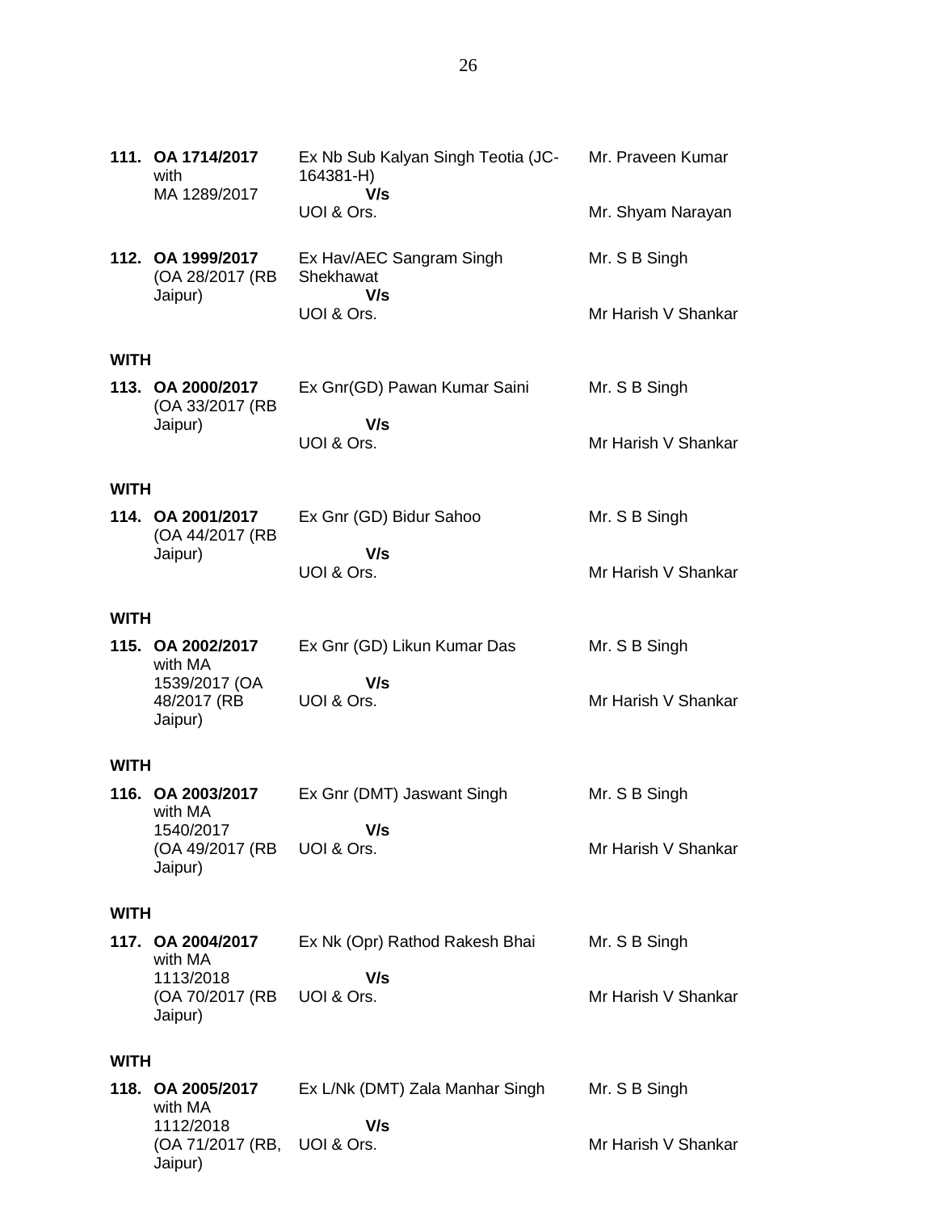| | | | |
|---|---|---|---|
| **111.** | **OA 1714/2017** with MA 1289/2017 | Ex Nb Sub Kalyan Singh Teotia (JC-164381-H) **V/s** UOI & Ors. | Mr. Praveen Kumar<br><br>Mr. Shyam Narayan |
| **112.** | **OA 1999/2017** (OA 28/2017 (RB Jaipur) | Ex Hav/AEC Sangram Singh Shekhawat **V/s** UOI & Ors. | Mr. S B Singh<br><br>Mr Harish V Shankar |

**WITH**

| | | | |
|---|---|---|---|
| **113.** | **OA 2000/2017** (OA 33/2017 (RB Jaipur) | Ex Gnr(GD) Pawan Kumar Saini **V/s** UOI & Ors. | Mr. S B Singh<br><br>Mr Harish V Shankar |

**WITH**

| | | | |
|---|---|---|---|
| **114.** | **OA 2001/2017** (OA 44/2017 (RB Jaipur) | Ex Gnr (GD) Bidur Sahoo **V/s** UOI & Ors. | Mr. S B Singh<br><br>Mr Harish V Shankar |

**WITH**

| | | | |
|---|---|---|---|
| **115.** | **OA 2002/2017** with MA 1539/2017 (OA 48/2017 (RB Jaipur) | Ex Gnr (GD) Likun Kumar Das **V/s** UOI & Ors. | Mr. S B Singh<br><br>Mr Harish V Shankar |

**WITH**

| | | | |
|---|---|---|---|
| **116.** | **OA 2003/2017** with MA 1540/2017 (OA 49/2017 (RB Jaipur) | Ex Gnr (DMT) Jaswant Singh **V/s** UOI & Ors. | Mr. S B Singh<br><br>Mr Harish V Shankar |

**WITH**

| | | | |
|---|---|---|---|
| **117.** | **OA 2004/2017** with MA 1113/2018 (OA 70/2017 (RB Jaipur) | Ex Nk (Opr) Rathod Rakesh Bhai **V/s** UOI & Ors. | Mr. S B Singh<br><br>Mr Harish V Shankar |

**WITH**

| | | | |
|---|---|---|---|
| **118.** | **OA 2005/2017** with MA 1112/2018 (OA 71/2017 (RB, Jaipur) | Ex L/Nk (DMT) Zala Manhar Singh **V/s** UOI & Ors. | Mr. S B Singh<br><br>Mr Harish V Shankar |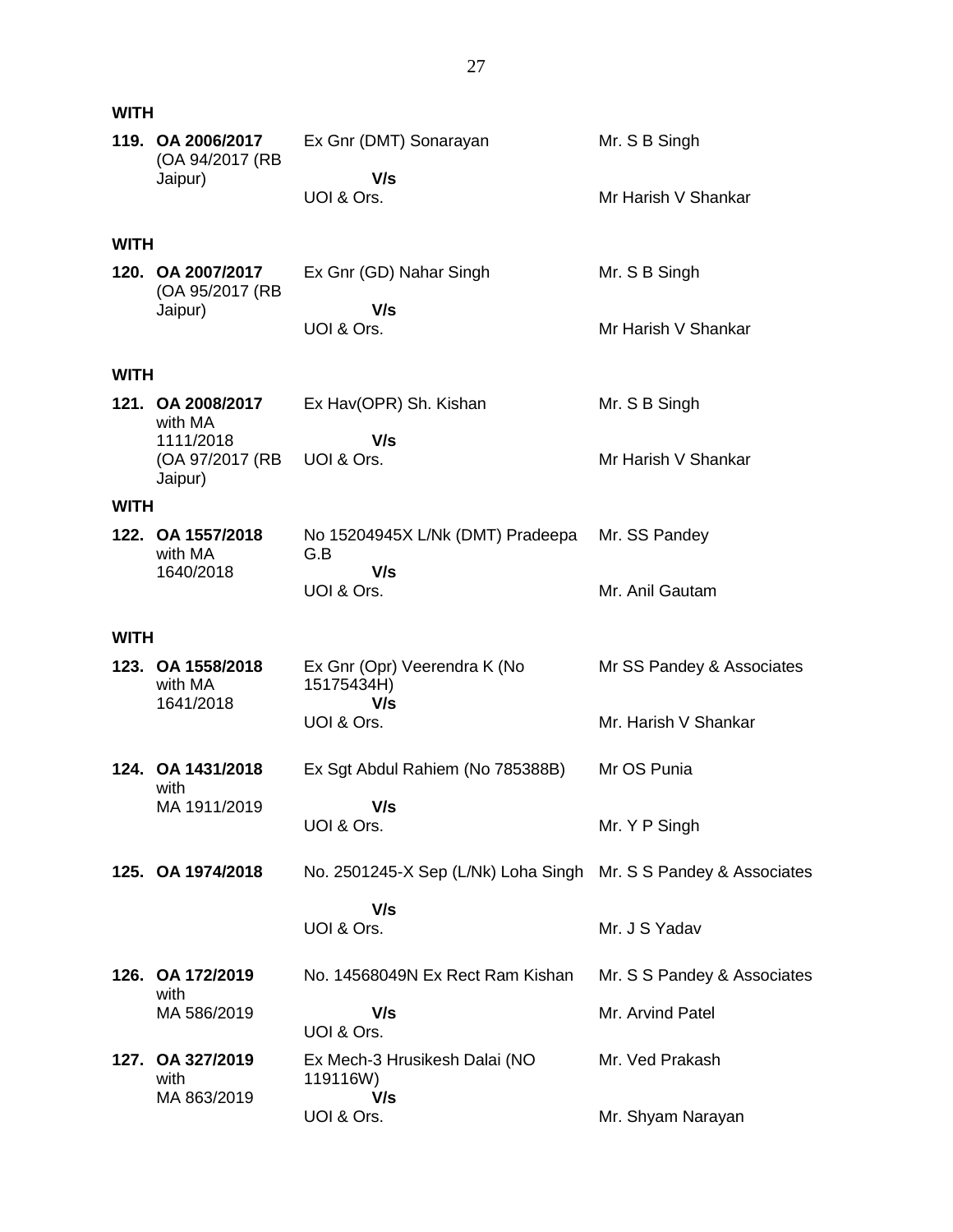**WITH**

| | | | |
|---|---|---|---|
| **119.** | **OA 2006/2017** (OA 94/2017 (RB Jaipur) | Ex Gnr (DMT) Sonarayan<br>**V/s**<br>UOI & Ors. | Mr. S B Singh<br><br>Mr Harish V Shankar |

**WITH**

| | | | |
|---|---|---|---|
| **120.** | **OA 2007/2017** (OA 95/2017 (RB Jaipur) | Ex Gnr (GD) Nahar Singh<br>**V/s**<br>UOI & Ors. | Mr. S B Singh<br><br>Mr Harish V Shankar |

**WITH**

| | | | |
|---|---|---|---|
| **121.** | **OA 2008/2017** with MA 1111/2018 (OA 97/2017 (RB Jaipur) | Ex Hav(OPR) Sh. Kishan<br>**V/s**<br>UOI & Ors. | Mr. S B Singh<br><br>Mr Harish V Shankar |

**WITH**

| | | | |
|---|---|---|---|
| **122.** | **OA 1557/2018** with MA 1640/2018 | No 15204945X L/Nk (DMT) Pradeepa G.B<br>**V/s**<br>UOI & Ors. | Mr. SS Pandey<br><br>Mr. Anil Gautam |

**WITH**

| | | | |
|---|---|---|---|
| **123.** | **OA 1558/2018** with MA 1641/2018 | Ex Gnr (Opr) Veerendra K (No 15175434H)<br>**V/s**<br>UOI & Ors. | Mr SS Pandey & Associates<br><br>Mr. Harish V Shankar |
| **124.** | **OA 1431/2018** with MA 1911/2019 | Ex Sgt Abdul Rahiem (No 785388B)<br>**V/s**<br>UOI & Ors. | Mr OS Punia<br><br>Mr. Y P Singh |
| **125.** | **OA 1974/2018** | No. 2501245-X Sep (L/Nk) Loha Singh<br>**V/s**<br>UOI & Ors. | Mr. S S Pandey & Associates<br><br>Mr. J S Yadav |
| **126.** | **OA 172/2019** with MA 586/2019 | No. 14568049N Ex Rect Ram Kishan<br>**V/s**<br>UOI & Ors. | Mr. S S Pandey & Associates<br>Mr. Arvind Patel |
| **127.** | **OA 327/2019** with MA 863/2019 | Ex Mech-3 Hrusikesh Dalai (NO 119116W)<br>**V/s**<br>UOI & Ors. | Mr. Ved Prakash<br><br>Mr. Shyam Narayan |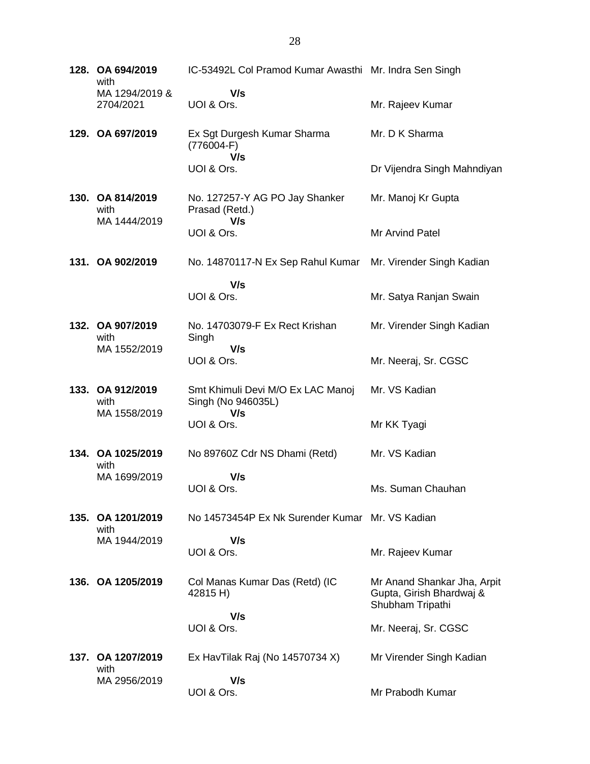| | | | |
|---|---|---|---|
| **128.** | **OA 694/2019** with MA 1294/2019 & 2704/2021 | IC-53492L Col Pramod Kumar Awasthi **V/s** UOI & Ors. | Mr. Indra Sen Singh<br><br>Mr. Rajeev Kumar |
| **129.** | **OA 697/2019** | Ex Sgt Durgesh Kumar Sharma (776004-F) **V/s** UOI & Ors. | Mr. D K Sharma<br><br>Dr Vijendra Singh Mahndiyan |
| **130.** | **OA 814/2019** with MA 1444/2019 | No. 127257-Y AG PO Jay Shanker Prasad (Retd.) **V/s** UOI & Ors. | Mr. Manoj Kr Gupta<br><br>Mr Arvind Patel |
| **131.** | **OA 902/2019** | No. 14870117-N Ex Sep Rahul Kumar **V/s** UOI & Ors. | Mr. Virender Singh Kadian<br><br>Mr. Satya Ranjan Swain |
| **132.** | **OA 907/2019** with MA 1552/2019 | No. 14703079-F Ex Rect Krishan Singh **V/s** UOI & Ors. | Mr. Virender Singh Kadian<br><br>Mr. Neeraj, Sr. CGSC |
| **133.** | **OA 912/2019** with MA 1558/2019 | Smt Khimuli Devi M/O Ex LAC Manoj Singh (No 946035L) **V/s** UOI & Ors. | Mr. VS Kadian<br><br>Mr KK Tyagi |
| **134.** | **OA 1025/2019** with MA 1699/2019 | No 89760Z Cdr NS Dhami (Retd) **V/s** UOI & Ors. | Mr. VS Kadian<br><br>Ms. Suman Chauhan |
| **135.** | **OA 1201/2019** with MA 1944/2019 | No 14573454P Ex Nk Surender Kumar **V/s** UOI & Ors. | Mr. VS Kadian<br><br>Mr. Rajeev Kumar |
| **136.** | **OA 1205/2019** | Col Manas Kumar Das (Retd) (IC 42815 H) **V/s** UOI & Ors. | Mr Anand Shankar Jha, Arpit Gupta, Girish Bhardwaj & Shubham Tripathi<br><br>Mr. Neeraj, Sr. CGSC |
| **137.** | **OA 1207/2019** with MA 2956/2019 | Ex HavTilak Raj (No 14570734 X) **V/s** UOI & Ors. | Mr Virender Singh Kadian<br><br>Mr Prabodh Kumar |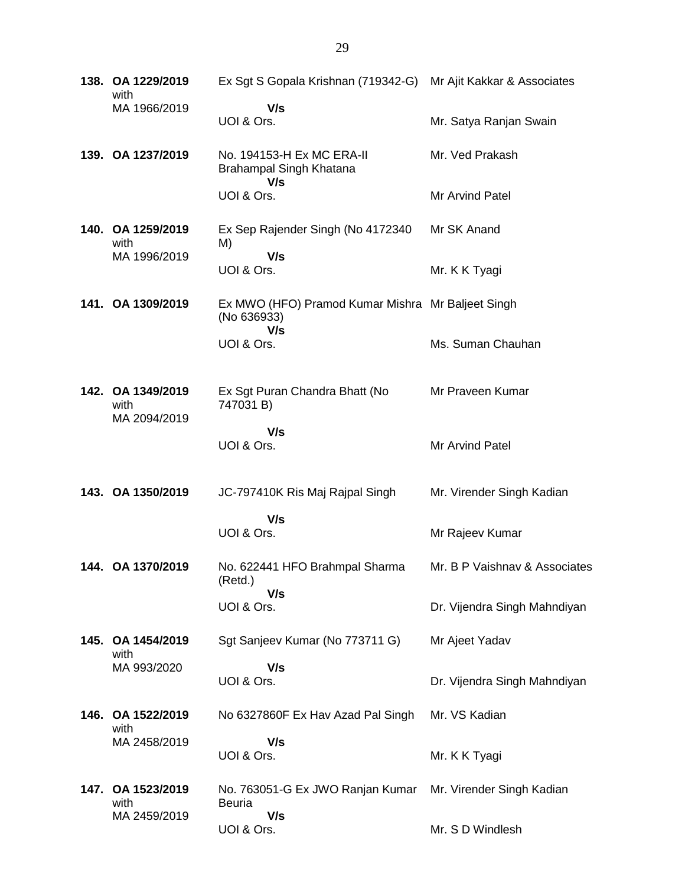| No. | Case No. | Parties | Counsel |
|---|---|---|---|
| 138. | **OA 1229/2019** with MA 1966/2019 | Ex Sgt S Gopala Krishnan (719342-G) **V/s** UOI & Ors. | Mr Ajit Kakkar & Associates<br><br>Mr. Satya Ranjan Swain |
| 139. | **OA 1237/2019** | No. 194153-H Ex MC ERA-II Brahampal Singh Khatana **V/s** UOI & Ors. | Mr. Ved Prakash<br><br>Mr Arvind Patel |
| 140. | **OA 1259/2019** with MA 1996/2019 | Ex Sep Rajender Singh (No 4172340 M) **V/s** UOI & Ors. | Mr SK Anand<br><br>Mr. K K Tyagi |
| 141. | **OA 1309/2019** | Ex MWO (HFO) Pramod Kumar Mishra (No 636933) **V/s** UOI & Ors. | Mr Baljeet Singh<br><br>Ms. Suman Chauhan |
| 142. | **OA 1349/2019** with MA 2094/2019 | Ex Sgt Puran Chandra Bhatt (No 747031 B) **V/s** UOI & Ors. | Mr Praveen Kumar<br><br>Mr Arvind Patel |
| 143. | **OA 1350/2019** | JC-797410K Ris Maj Rajpal Singh **V/s** UOI & Ors. | Mr. Virender Singh Kadian<br><br>Mr Rajeev Kumar |
| 144. | **OA 1370/2019** | No. 622441 HFO Brahmpal Sharma (Retd.) **V/s** UOI & Ors. | Mr. B P Vaishnav & Associates<br><br>Dr. Vijendra Singh Mahndiyan |
| 145. | **OA 1454/2019** with MA 993/2020 | Sgt Sanjeev Kumar (No 773711 G) **V/s** UOI & Ors. | Mr Ajeet Yadav<br><br>Dr. Vijendra Singh Mahndiyan |
| 146. | **OA 1522/2019** with MA 2458/2019 | No 6327860F Ex Hav Azad Pal Singh **V/s** UOI & Ors. | Mr. VS Kadian<br><br>Mr. K K Tyagi |
| 147. | **OA 1523/2019** with MA 2459/2019 | No. 763051-G Ex JWO Ranjan Kumar Beuria **V/s** UOI & Ors. | Mr. Virender Singh Kadian<br><br>Mr. S D Windlesh |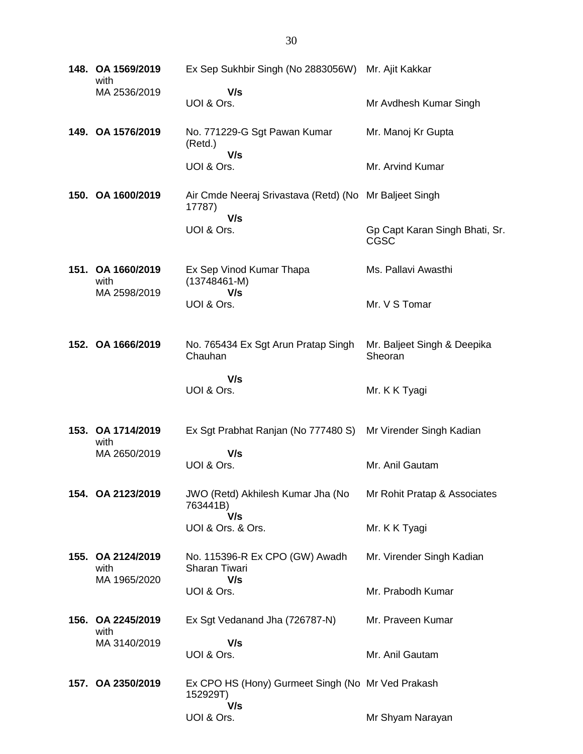| | | | |
|---|---|---|---|
| **148.** | **OA 1569/2019** with MA 2536/2019 | Ex Sep Sukhbir Singh (No 2883056W) **V/s** UOI & Ors. | Mr. Ajit Kakkar<br><br>Mr Avdhesh Kumar Singh |
| **149.** | **OA 1576/2019** | No. 771229-G Sgt Pawan Kumar (Retd.) **V/s** UOI & Ors. | Mr. Manoj Kr Gupta<br><br>Mr. Arvind Kumar |
| **150.** | **OA 1600/2019** | Air Cmde Neeraj Srivastava (Retd) (No 17787) **V/s** UOI & Ors. | Mr Baljeet Singh<br><br>Gp Capt Karan Singh Bhati, Sr. CGSC |
| **151.** | **OA 1660/2019** with MA 2598/2019 | Ex Sep Vinod Kumar Thapa (13748461-M) **V/s** UOI & Ors. | Ms. Pallavi Awasthi<br><br>Mr. V S Tomar |
| **152.** | **OA 1666/2019** | No. 765434 Ex Sgt Arun Pratap Singh Chauhan **V/s** UOI & Ors. | Mr. Baljeet Singh & Deepika Sheoran<br><br>Mr. K K Tyagi |
| **153.** | **OA 1714/2019** with MA 2650/2019 | Ex Sgt Prabhat Ranjan (No 777480 S) **V/s** UOI & Ors. | Mr Virender Singh Kadian<br><br>Mr. Anil Gautam |
| **154.** | **OA 2123/2019** | JWO (Retd) Akhilesh Kumar Jha (No 763441B) **V/s** UOI & Ors. & Ors. | Mr Rohit Pratap & Associates<br><br>Mr. K K Tyagi |
| **155.** | **OA 2124/2019** with MA 1965/2020 | No. 115396-R Ex CPO (GW) Awadh Sharan Tiwari **V/s** UOI & Ors. | Mr. Virender Singh Kadian<br><br>Mr. Prabodh Kumar |
| **156.** | **OA 2245/2019** with MA 3140/2019 | Ex Sgt Vedanand Jha (726787-N) **V/s** UOI & Ors. | Mr. Praveen Kumar<br><br>Mr. Anil Gautam |
| **157.** | **OA 2350/2019** | Ex CPO HS (Hony) Gurmeet Singh (No 152929T) **V/s** UOI & Ors. | Mr Ved Prakash<br><br>Mr Shyam Narayan |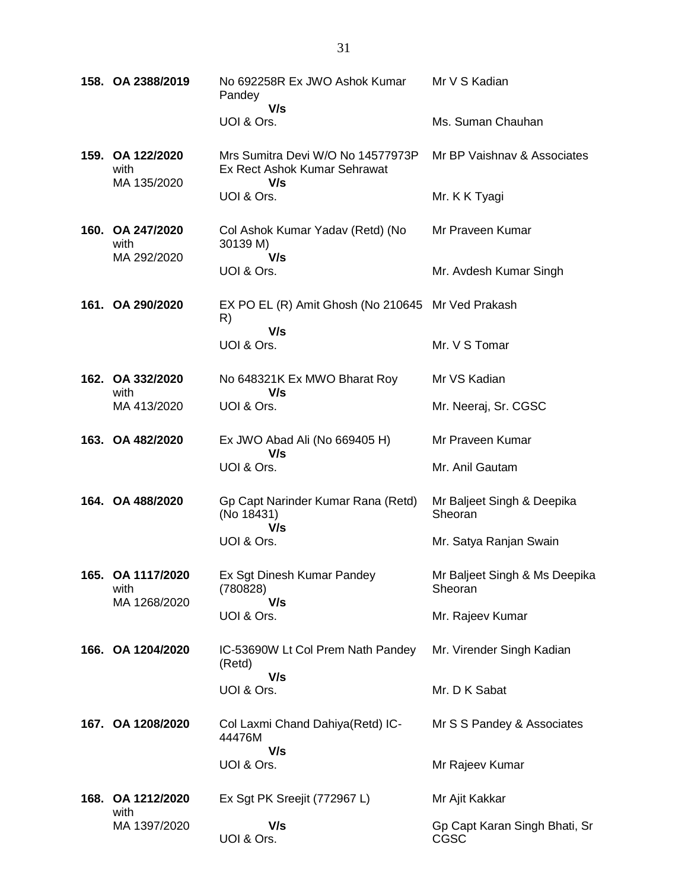| | | | |
|---|---|---|---|
| **158.** | **OA 2388/2019** | No 692258R Ex JWO Ashok Kumar Pandey<br>**V/s**<br>UOI & Ors. | Mr V S Kadian<br><br>Ms. Suman Chauhan |
| **159.** | **OA 122/2020** with MA 135/2020 | Mrs Sumitra Devi W/O No 14577973P Ex Rect Ashok Kumar Sehrawat<br>**V/s**<br>UOI & Ors. | Mr BP Vaishnav & Associates<br><br>Mr. K K Tyagi |
| **160.** | **OA 247/2020** with MA 292/2020 | Col Ashok Kumar Yadav (Retd) (No 30139 M)<br>**V/s**<br>UOI & Ors. | Mr Praveen Kumar<br><br>Mr. Avdesh Kumar Singh |
| **161.** | **OA 290/2020** | EX PO EL (R) Amit Ghosh (No 210645 R)<br>**V/s**<br>UOI & Ors. | Mr Ved Prakash<br><br>Mr. V S Tomar |
| **162.** | **OA 332/2020** with MA 413/2020 | No 648321K Ex MWO Bharat Roy<br>**V/s**<br>UOI & Ors. | Mr VS Kadian<br><br>Mr. Neeraj, Sr. CGSC |
| **163.** | **OA 482/2020** | Ex JWO Abad Ali (No 669405 H)<br>**V/s**<br>UOI & Ors. | Mr Praveen Kumar<br><br>Mr. Anil Gautam |
| **164.** | **OA 488/2020** | Gp Capt Narinder Kumar Rana (Retd) (No 18431)<br>**V/s**<br>UOI & Ors. | Mr Baljeet Singh & Deepika Sheoran<br><br>Mr. Satya Ranjan Swain |
| **165.** | **OA 1117/2020** with MA 1268/2020 | Ex Sgt Dinesh Kumar Pandey (780828)<br>**V/s**<br>UOI & Ors. | Mr Baljeet Singh & Ms Deepika Sheoran<br><br>Mr. Rajeev Kumar |
| **166.** | **OA 1204/2020** | IC-53690W Lt Col Prem Nath Pandey (Retd)<br>**V/s**<br>UOI & Ors. | Mr. Virender Singh Kadian<br><br>Mr. D K Sabat |
| **167.** | **OA 1208/2020** | Col Laxmi Chand Dahiya(Retd) IC-44476M<br>**V/s**<br>UOI & Ors. | Mr S S Pandey & Associates<br><br>Mr Rajeev Kumar |
| **168.** | **OA 1212/2020** with MA 1397/2020 | Ex Sgt PK Sreejit (772967 L)<br>**V/s**<br>UOI & Ors. | Mr Ajit Kakkar<br><br>Gp Capt Karan Singh Bhati, Sr CGSC |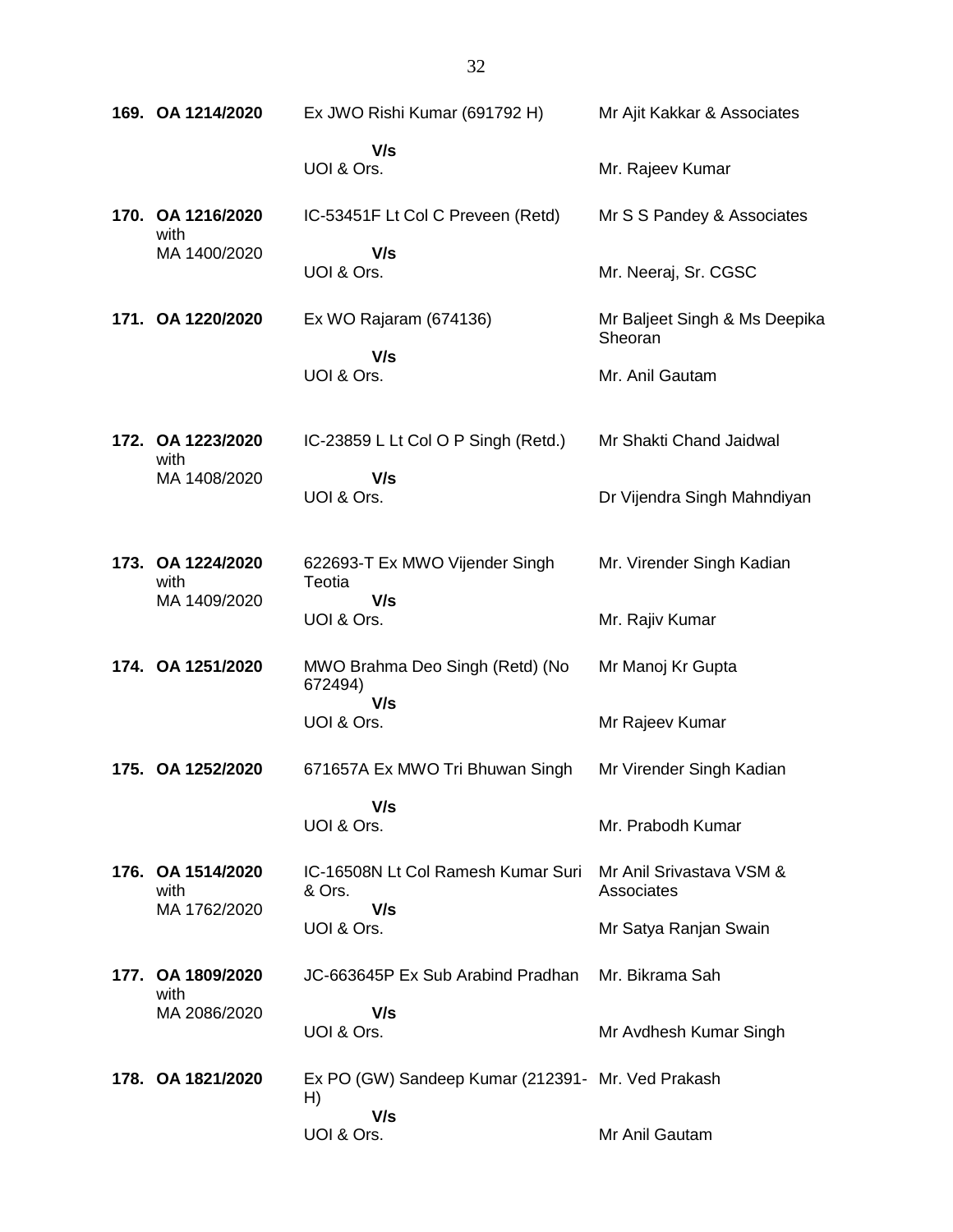| | | | |
|---|---|---|---|
| **169.** | **OA 1214/2020** | Ex JWO Rishi Kumar (691792 H)<br>**V/s**<br>UOI & Ors. | Mr Ajit Kakkar & Associates<br><br>Mr. Rajeev Kumar |
| **170.** | **OA 1216/2020** with MA 1400/2020 | IC-53451F Lt Col C Preveen (Retd)<br>**V/s**<br>UOI & Ors. | Mr S S Pandey & Associates<br><br>Mr. Neeraj, Sr. CGSC |
| **171.** | **OA 1220/2020** | Ex WO Rajaram (674136)<br>**V/s**<br>UOI & Ors. | Mr Baljeet Singh & Ms Deepika Sheoran<br><br>Mr. Anil Gautam |
| **172.** | **OA 1223/2020** with MA 1408/2020 | IC-23859 L Lt Col O P Singh (Retd.)<br>**V/s**<br>UOI & Ors. | Mr Shakti Chand Jaidwal<br><br>Dr Vijendra Singh Mahndiyan |
| **173.** | **OA 1224/2020** with MA 1409/2020 | 622693-T Ex MWO Vijender Singh Teotia<br>**V/s**<br>UOI & Ors. | Mr. Virender Singh Kadian<br><br>Mr. Rajiv Kumar |
| **174.** | **OA 1251/2020** | MWO Brahma Deo Singh (Retd) (No 672494)<br>**V/s**<br>UOI & Ors. | Mr Manoj Kr Gupta<br><br>Mr Rajeev Kumar |
| **175.** | **OA 1252/2020** | 671657A Ex MWO Tri Bhuwan Singh<br>**V/s**<br>UOI & Ors. | Mr Virender Singh Kadian<br><br>Mr. Prabodh Kumar |
| **176.** | **OA 1514/2020** with MA 1762/2020 | IC-16508N Lt Col Ramesh Kumar Suri & Ors.<br>**V/s**<br>UOI & Ors. | Mr Anil Srivastava VSM & Associates<br><br>Mr Satya Ranjan Swain |
| **177.** | **OA 1809/2020** with MA 2086/2020 | JC-663645P Ex Sub Arabind Pradhan<br>**V/s**<br>UOI & Ors. | Mr. Bikrama Sah<br><br>Mr Avdhesh Kumar Singh |
| **178.** | **OA 1821/2020** | Ex PO (GW) Sandeep Kumar (212391-H)<br>**V/s**<br>UOI & Ors. | Mr. Ved Prakash<br><br>Mr Anil Gautam |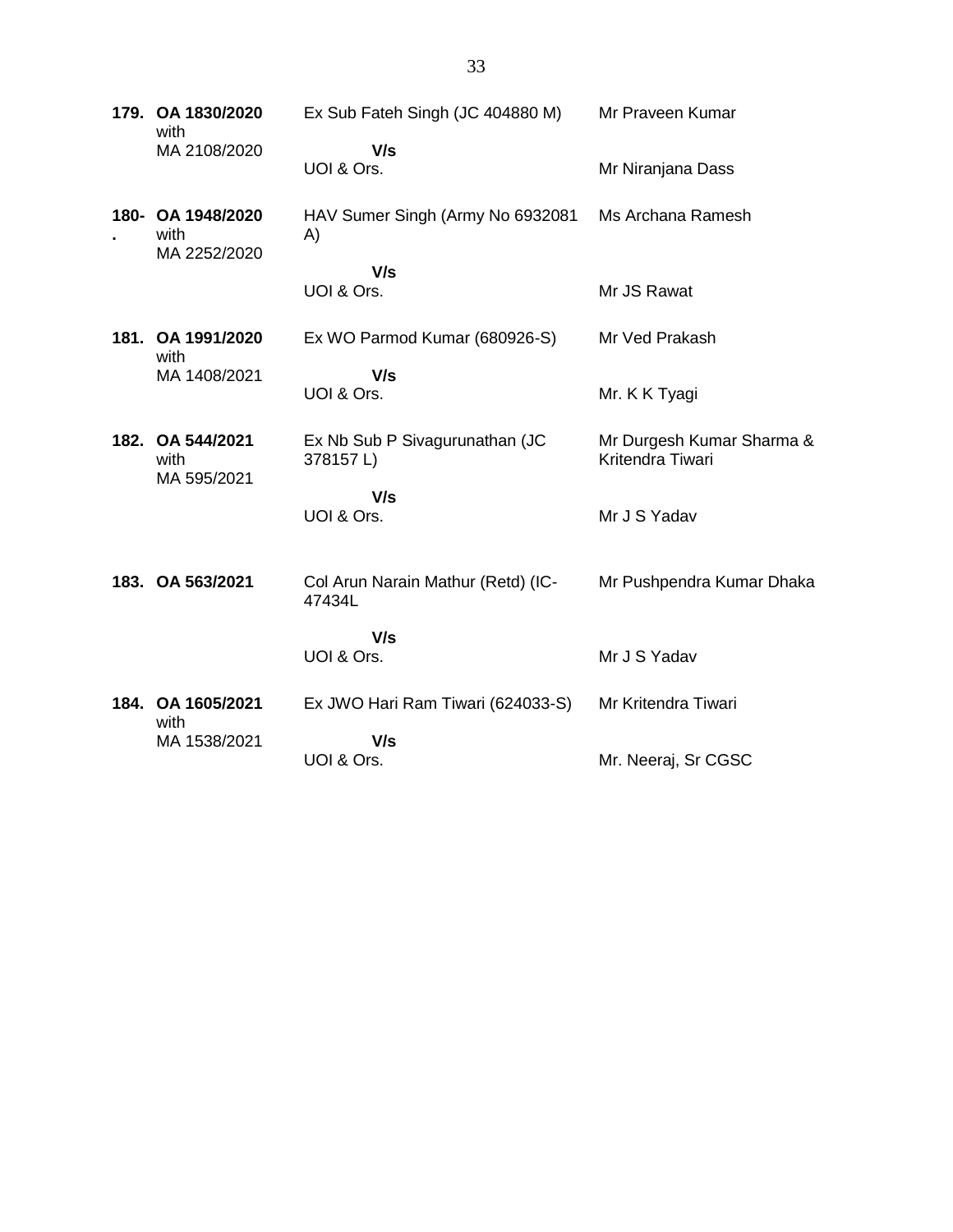| | | | |
|---|---|---|---|
| **179.** | **OA 1830/2020** with MA 2108/2020 | Ex Sub Fateh Singh (JC 404880 M)<br>**V/s**<br>UOI & Ors. | Mr Praveen Kumar<br><br>Mr Niranjana Dass |
| **180-.** | **OA 1948/2020** with MA 2252/2020 | HAV Sumer Singh (Army No 6932081 A)<br>**V/s**<br>UOI & Ors. | Ms Archana Ramesh<br><br>Mr JS Rawat |
| **181.** | **OA 1991/2020** with MA 1408/2021 | Ex WO Parmod Kumar (680926-S)<br>**V/s**<br>UOI & Ors. | Mr Ved Prakash<br><br>Mr. K K Tyagi |
| **182.** | **OA 544/2021** with MA 595/2021 | Ex Nb Sub P Sivagurunathan (JC 378157 L)<br>**V/s**<br>UOI & Ors. | Mr Durgesh Kumar Sharma & Kritendra Tiwari<br><br>Mr J S Yadav |
| **183.** | **OA 563/2021** | Col Arun Narain Mathur (Retd) (IC-47434L<br>**V/s**<br>UOI & Ors. | Mr Pushpendra Kumar Dhaka<br><br>Mr J S Yadav |
| **184.** | **OA 1605/2021** with MA 1538/2021 | Ex JWO Hari Ram Tiwari (624033-S)<br>**V/s**<br>UOI & Ors. | Mr Kritendra Tiwari<br><br>Mr. Neeraj, Sr CGSC |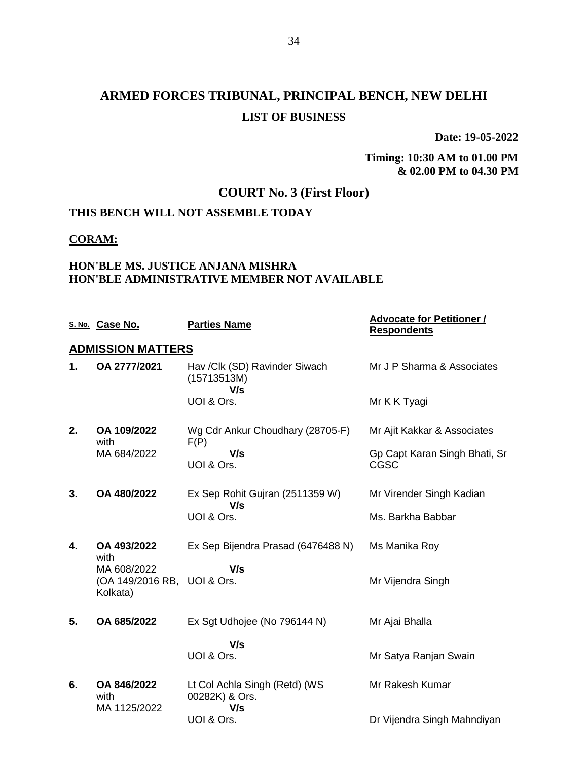# ARMED FORCES TRIBUNAL, PRINCIPAL BENCH, NEW DELHI

## LIST OF BUSINESS

**Date: 19-05-2022**

**Timing: 10:30 AM to 01.00 PM & 02.00 PM to 04.30 PM**

## COURT No. 3 (First Floor)

**THIS BENCH WILL NOT ASSEMBLE TODAY**

**CORAM:**

**HON'BLE MS. JUSTICE ANJANA MISHRA**
**HON'BLE ADMINISTRATIVE MEMBER NOT AVAILABLE**

| S. No. | Case No. | Parties Name | Advocate for Petitioner / Respondents |
|---|---|---|---|
| **ADMISSION MATTERS** | | | |
| **1.** | **OA 2777/2021** | Hav /Clk (SD) Ravinder Siwach (15713513M) **V/s** UOI & Ors. | Mr J P Sharma & Associates<br>Mr K K Tyagi |
| **2.** | **OA 109/2022** with MA 684/2022 | Wg Cdr Ankur Choudhary (28705-F) F(P) **V/s** UOI & Ors. | Mr Ajit Kakkar & Associates<br>Gp Capt Karan Singh Bhati, Sr CGSC |
| **3.** | **OA 480/2022** | Ex Sep Rohit Gujran (2511359 W) **V/s** UOI & Ors. | Mr Virender Singh Kadian<br>Ms. Barkha Babbar |
| **4.** | **OA 493/2022** with MA 608/2022 (OA 149/2016 RB, Kolkata) | Ex Sep Bijendra Prasad (6476488 N) **V/s** UOI & Ors. | Ms Manika Roy<br>Mr Vijendra Singh |
| **5.** | **OA 685/2022** | Ex Sgt Udhojee (No 796144 N) **V/s** UOI & Ors. | Mr Ajai Bhalla<br>Mr Satya Ranjan Swain |
| **6.** | **OA 846/2022** with MA 1125/2022 | Lt Col Achla Singh (Retd) (WS 00282K) & Ors. **V/s** UOI & Ors. | Mr Rakesh Kumar<br>Dr Vijendra Singh Mahndiyan |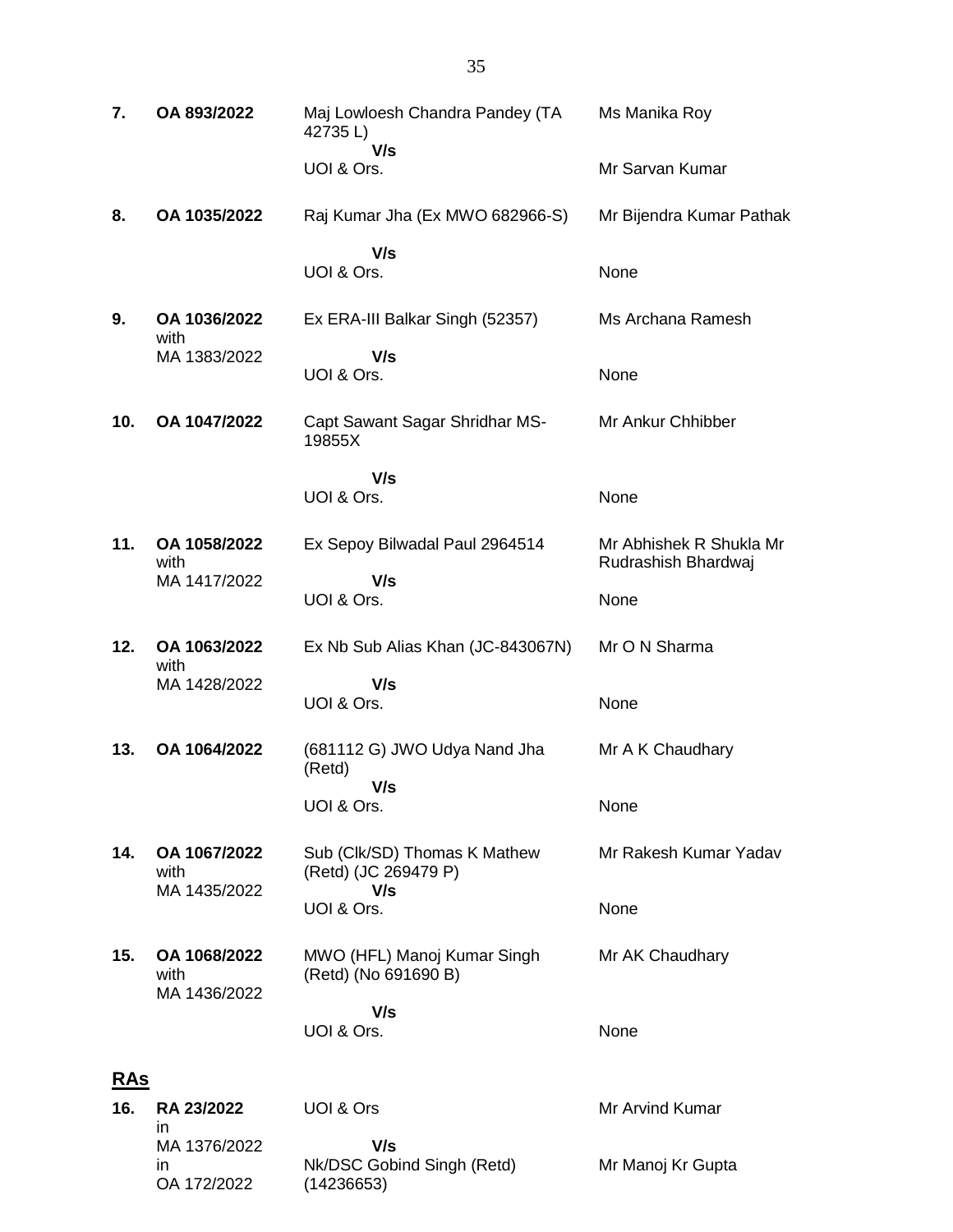| | | | |
|---|---|---|---|
| **7.** | **OA 893/2022** | Maj Lowloesh Chandra Pandey (TA 42735 L)<br>**V/s**<br>UOI & Ors. | Ms Manika Roy<br><br>Mr Sarvan Kumar |
| **8.** | **OA 1035/2022** | Raj Kumar Jha (Ex MWO 682966-S)<br>**V/s**<br>UOI & Ors. | Mr Bijendra Kumar Pathak<br><br>None |
| **9.** | **OA 1036/2022** with MA 1383/2022 | Ex ERA-III Balkar Singh (52357)<br>**V/s**<br>UOI & Ors. | Ms Archana Ramesh<br><br>None |
| **10.** | **OA 1047/2022** | Capt Sawant Sagar Shridhar MS-19855X<br>**V/s**<br>UOI & Ors. | Mr Ankur Chhibber<br><br>None |
| **11.** | **OA 1058/2022** with MA 1417/2022 | Ex Sepoy Bilwadal Paul 2964514<br>**V/s**<br>UOI & Ors. | Mr Abhishek R Shukla Mr Rudrashish Bhardwaj<br><br>None |
| **12.** | **OA 1063/2022** with MA 1428/2022 | Ex Nb Sub Alias Khan (JC-843067N)<br>**V/s**<br>UOI & Ors. | Mr O N Sharma<br><br>None |
| **13.** | **OA 1064/2022** | (681112 G) JWO Udya Nand Jha (Retd)<br>**V/s**<br>UOI & Ors. | Mr A K Chaudhary<br><br>None |
| **14.** | **OA 1067/2022** with MA 1435/2022 | Sub (Clk/SD) Thomas K Mathew (Retd) (JC 269479 P)<br>**V/s**<br>UOI & Ors. | Mr Rakesh Kumar Yadav<br><br>None |
| **15.** | **OA 1068/2022** with MA 1436/2022 | MWO (HFL) Manoj Kumar Singh (Retd) (No 691690 B)<br>**V/s**<br>UOI & Ors. | Mr AK Chaudhary<br><br>None |

## **RAs**

| | | | |
|---|---|---|---|
| **16.** | **RA 23/2022** in MA 1376/2022 in OA 172/2022 | UOI & Ors<br>**V/s**<br>Nk/DSC Gobind Singh (Retd) (14236653) | Mr Arvind Kumar<br><br>Mr Manoj Kr Gupta |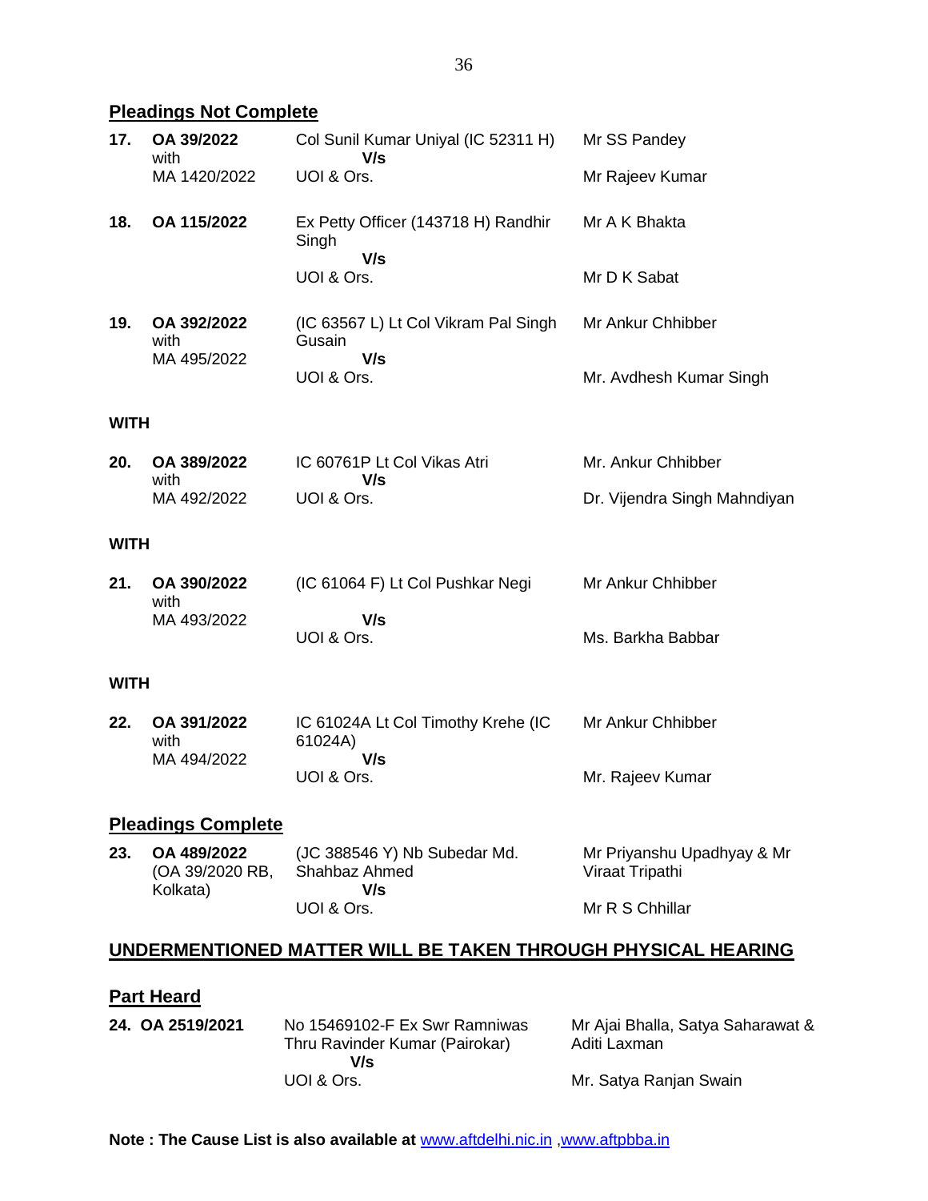## Pleadings Not Complete

| | | | |
|---|---|---|---|
| 17. | OA 39/2022 with MA 1420/2022 | Col Sunil Kumar Uniyal (IC 52311 H) V/s UOI & Ors. | Mr SS Pandey<br><br>Mr Rajeev Kumar |
| 18. | OA 115/2022 | Ex Petty Officer (143718 H) Randhir Singh V/s UOI & Ors. | Mr A K Bhakta<br><br>Mr D K Sabat |
| 19. | OA 392/2022 with MA 495/2022 | (IC 63567 L) Lt Col Vikram Pal Singh Gusain V/s UOI & Ors. | Mr Ankur Chhibber<br><br>Mr. Avdhesh Kumar Singh |

**WITH**

| | | | |
|---|---|---|---|
| 20. | OA 389/2022 with MA 492/2022 | IC 60761P Lt Col Vikas Atri V/s UOI & Ors. | Mr. Ankur Chhibber<br><br>Dr. Vijendra Singh Mahndiyan |

**WITH**

| | | | |
|---|---|---|---|
| 21. | OA 390/2022 with MA 493/2022 | (IC 61064 F) Lt Col Pushkar Negi V/s UOI & Ors. | Mr Ankur Chhibber<br><br>Ms. Barkha Babbar |

**WITH**

| | | | |
|---|---|---|---|
| 22. | OA 391/2022 with MA 494/2022 | IC 61024A Lt Col Timothy Krehe (IC 61024A) V/s UOI & Ors. | Mr Ankur Chhibber<br><br>Mr. Rajeev Kumar |

## Pleadings Complete

| | | | |
|---|---|---|---|
| 23. | OA 489/2022 (OA 39/2020 RB, Kolkata) | (JC 388546 Y) Nb Subedar Md. Shahbaz Ahmed V/s UOI & Ors. | Mr Priyanshu Upadhyay & Mr Viraat Tripathi<br><br>Mr R S Chhillar |

## UNDERMENTIONED MATTER WILL BE TAKEN THROUGH PHYSICAL HEARING

## Part Heard

| | | |
|---|---|---|
| 24. OA 2519/2021 | No 15469102-F Ex Swr Ramniwas Thru Ravinder Kumar (Pairokar) V/s UOI & Ors. | Mr Ajai Bhalla, Satya Saharawat & Aditi Laxman<br><br>Mr. Satya Ranjan Swain |

**Note : The Cause List is also available at** www.aftdelhi.nic.in ,www.aftpbba.in